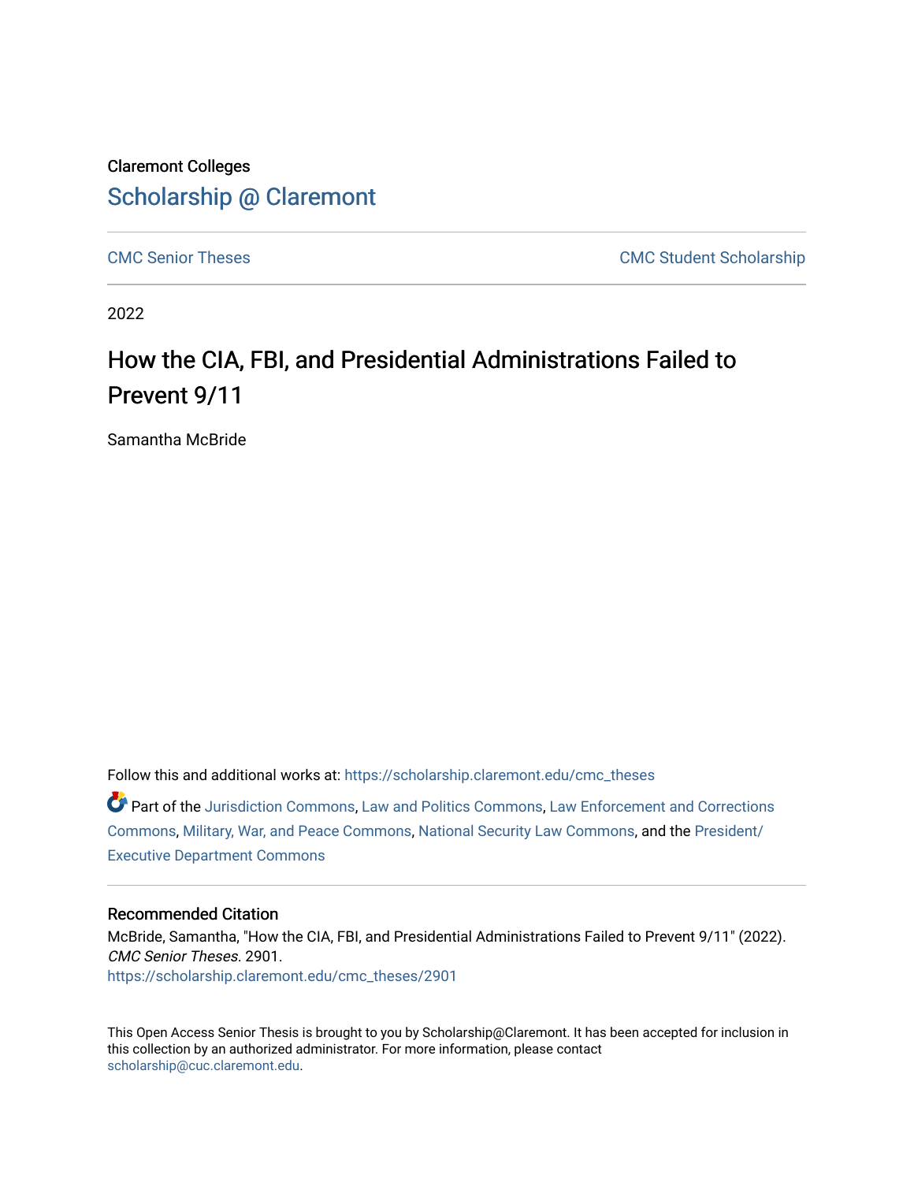Claremont Colleges

Scholarship @ Claremont

CMC Senior Theses

CMC Student Scholarship

2022

# How the CIA, FBI, and Presidential Administrations Failed to Prevent 9/11

Samantha McBride

Follow this and additional works at: https://scholarship.claremont.edu/cmc_theses

Part of the Jurisdiction Commons, Law and Politics Commons, Law Enforcement and Corrections Commons, Military, War, and Peace Commons, National Security Law Commons, and the President/Executive Department Commons

### Recommended Citation

McBride, Samantha, "How the CIA, FBI, and Presidential Administrations Failed to Prevent 9/11" (2022). *CMC Senior Theses*. 2901.
https://scholarship.claremont.edu/cmc_theses/2901

This Open Access Senior Thesis is brought to you by Scholarship@Claremont. It has been accepted for inclusion in this collection by an authorized administrator. For more information, please contact scholarship@cuc.claremont.edu.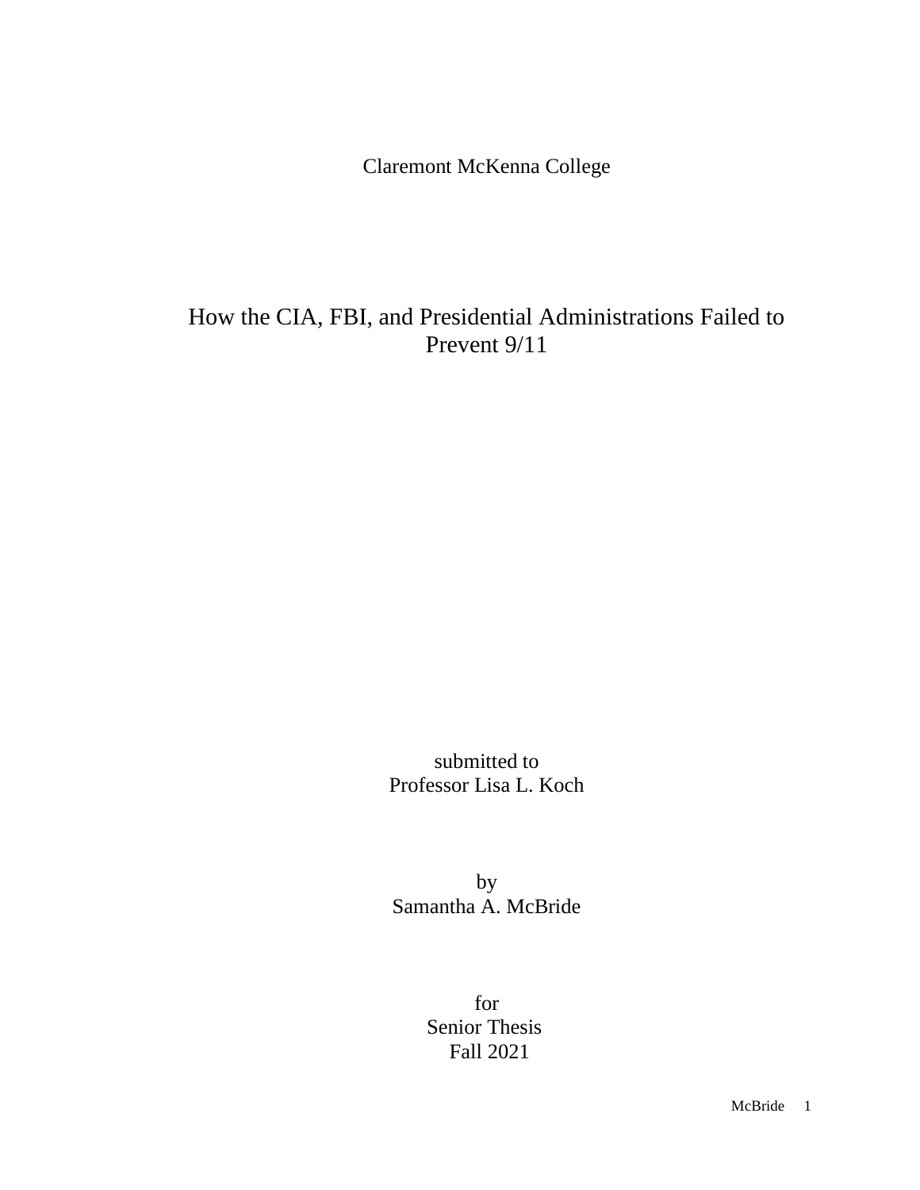Claremont McKenna College

# How the CIA, FBI, and Presidential Administrations Failed to Prevent 9/11

submitted to
Professor Lisa L. Koch

by
Samantha A. McBride

for
Senior Thesis
Fall 2021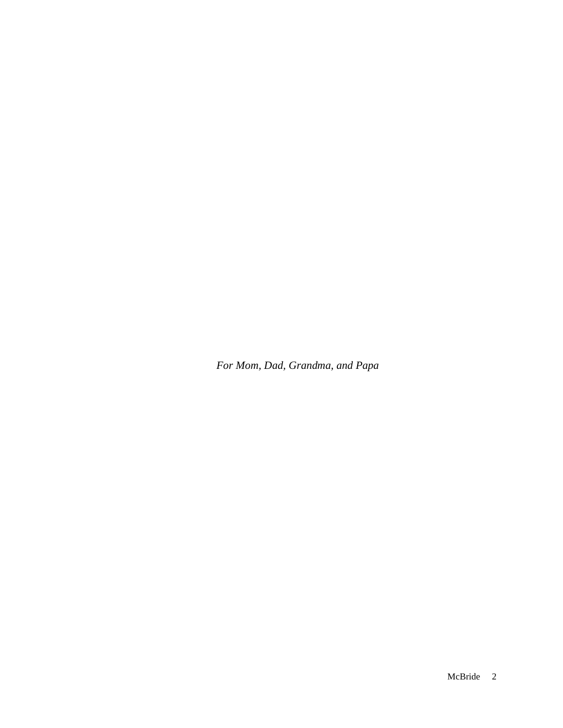*For Mom, Dad, Grandma, and Papa*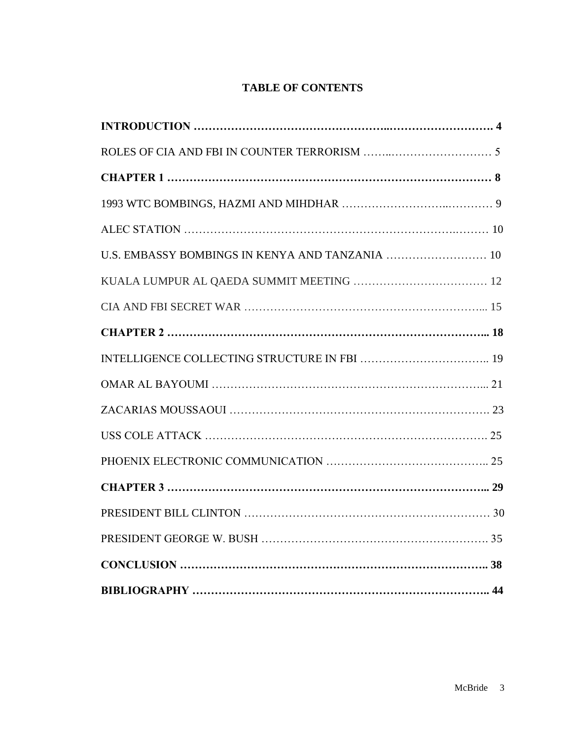# TABLE OF CONTENTS

**INTRODUCTION …………………………………………..………………………. 4**

ROLES OF CIA AND FBI IN COUNTER TERRORISM ……..……………………… 5

**CHAPTER 1 …………………………………………………………………………… 8**

1993 WTC BOMBINGS, HAZMI AND MIHDHAR ……………………..………… 9

ALEC STATION ……………………………………………………………….……. 10

U.S. EMBASSY BOMBINGS IN KENYA AND TANZANIA ……………………… 10

KUALA LUMPUR AL QAEDA SUMMIT MEETING ……………………………… 12

CIA AND FBI SECRET WAR ………………………………………………………... 15

**CHAPTER 2 ……………………………………………………………………….... 18**

INTELLIGENCE COLLECTING STRUCTURE IN FBI …………………………….. 19

OMAR AL BAYOUMI ……………………………………………………………... 21

ZACARIAS MOUSSAOUI …………………………………………………………. 23

USS COLE ATTACK ………………………………………………………………. 25

PHOENIX ELECTRONIC COMMUNICATION …………………………………….. 25

**CHAPTER 3 ……………………………………………………………………….... 29**

PRESIDENT BILL CLINTON ……………………………………………………… 30

PRESIDENT GEORGE W. BUSH …………………………………………………. 35

**CONCLUSION ……………………………………………………………………….. 38**

**BIBLIOGRAPHY …………………………………………………………………….. 44**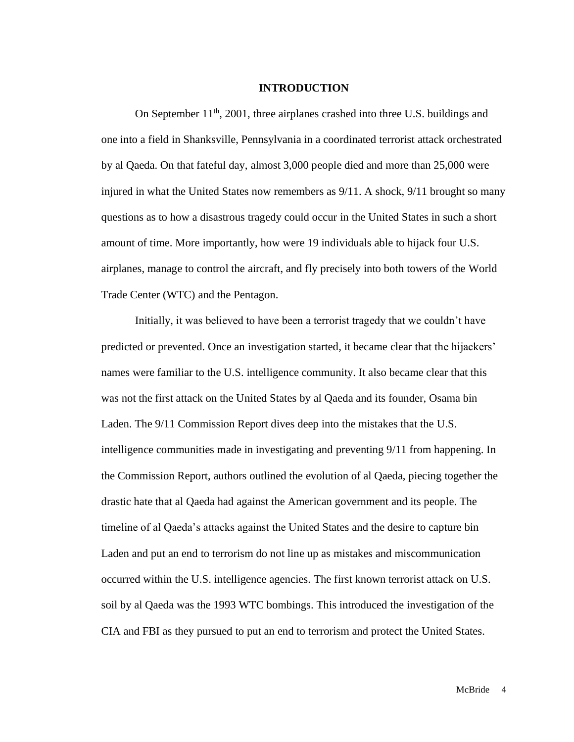# INTRODUCTION

On September 11th, 2001, three airplanes crashed into three U.S. buildings and one into a field in Shanksville, Pennsylvania in a coordinated terrorist attack orchestrated by al Qaeda. On that fateful day, almost 3,000 people died and more than 25,000 were injured in what the United States now remembers as 9/11. A shock, 9/11 brought so many questions as to how a disastrous tragedy could occur in the United States in such a short amount of time. More importantly, how were 19 individuals able to hijack four U.S. airplanes, manage to control the aircraft, and fly precisely into both towers of the World Trade Center (WTC) and the Pentagon.

Initially, it was believed to have been a terrorist tragedy that we couldn't have predicted or prevented. Once an investigation started, it became clear that the hijackers' names were familiar to the U.S. intelligence community. It also became clear that this was not the first attack on the United States by al Qaeda and its founder, Osama bin Laden. The 9/11 Commission Report dives deep into the mistakes that the U.S. intelligence communities made in investigating and preventing 9/11 from happening. In the Commission Report, authors outlined the evolution of al Qaeda, piecing together the drastic hate that al Qaeda had against the American government and its people. The timeline of al Qaeda's attacks against the United States and the desire to capture bin Laden and put an end to terrorism do not line up as mistakes and miscommunication occurred within the U.S. intelligence agencies. The first known terrorist attack on U.S. soil by al Qaeda was the 1993 WTC bombings. This introduced the investigation of the CIA and FBI as they pursued to put an end to terrorism and protect the United States.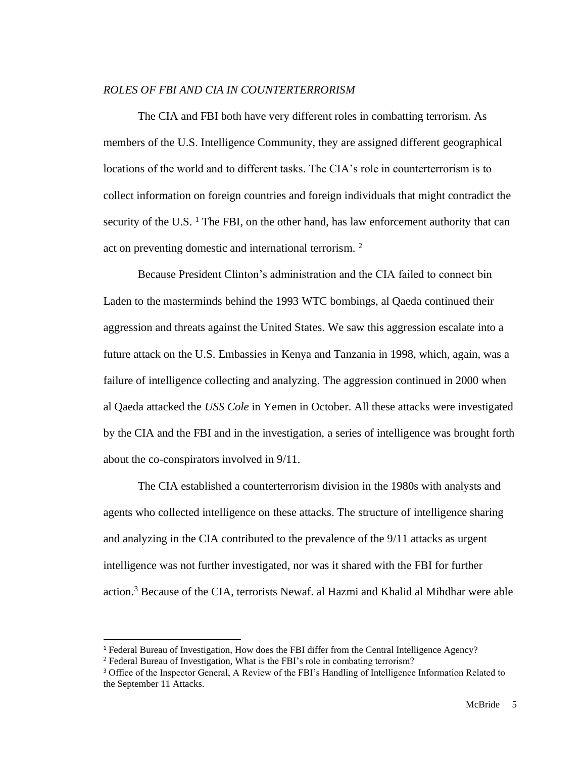*ROLES OF FBI AND CIA IN COUNTERTERRORISM*

The CIA and FBI both have very different roles in combatting terrorism. As members of the U.S. Intelligence Community, they are assigned different geographical locations of the world and to different tasks. The CIA's role in counterterrorism is to collect information on foreign countries and foreign individuals that might contradict the security of the U.S. [1] The FBI, on the other hand, has law enforcement authority that can act on preventing domestic and international terrorism. [2]

Because President Clinton's administration and the CIA failed to connect bin Laden to the masterminds behind the 1993 WTC bombings, al Qaeda continued their aggression and threats against the United States. We saw this aggression escalate into a future attack on the U.S. Embassies in Kenya and Tanzania in 1998, which, again, was a failure of intelligence collecting and analyzing. The aggression continued in 2000 when al Qaeda attacked the *USS Cole* in Yemen in October. All these attacks were investigated by the CIA and the FBI and in the investigation, a series of intelligence was brought forth about the co-conspirators involved in 9/11.

The CIA established a counterterrorism division in the 1980s with analysts and agents who collected intelligence on these attacks. The structure of intelligence sharing and analyzing in the CIA contributed to the prevalence of the 9/11 attacks as urgent intelligence was not further investigated, nor was it shared with the FBI for further action.[3] Because of the CIA, terrorists Newaf. al Hazmi and Khalid al Mihdhar were able

---

[1] Federal Bureau of Investigation, How does the FBI differ from the Central Intelligence Agency?

[2] Federal Bureau of Investigation, What is the FBI's role in combating terrorism?

[3] Office of the Inspector General, A Review of the FBI's Handling of Intelligence Information Related to the September 11 Attacks.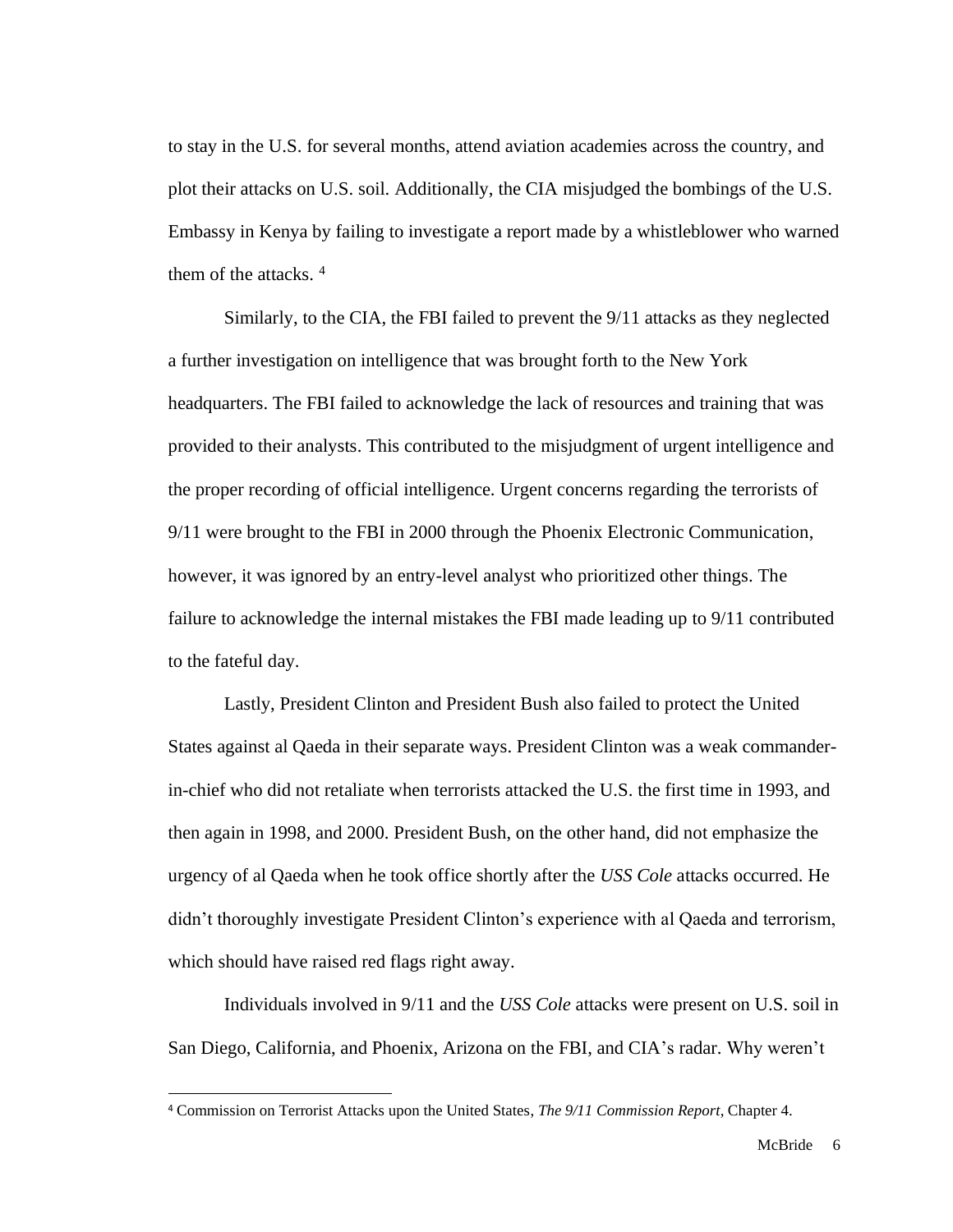to stay in the U.S. for several months, attend aviation academies across the country, and plot their attacks on U.S. soil. Additionally, the CIA misjudged the bombings of the U.S. Embassy in Kenya by failing to investigate a report made by a whistleblower who warned them of the attacks. [4]

Similarly, to the CIA, the FBI failed to prevent the 9/11 attacks as they neglected a further investigation on intelligence that was brought forth to the New York headquarters. The FBI failed to acknowledge the lack of resources and training that was provided to their analysts. This contributed to the misjudgment of urgent intelligence and the proper recording of official intelligence. Urgent concerns regarding the terrorists of 9/11 were brought to the FBI in 2000 through the Phoenix Electronic Communication, however, it was ignored by an entry-level analyst who prioritized other things. The failure to acknowledge the internal mistakes the FBI made leading up to 9/11 contributed to the fateful day.

Lastly, President Clinton and President Bush also failed to protect the United States against al Qaeda in their separate ways. President Clinton was a weak commander-in-chief who did not retaliate when terrorists attacked the U.S. the first time in 1993, and then again in 1998, and 2000. President Bush, on the other hand, did not emphasize the urgency of al Qaeda when he took office shortly after the *USS Cole* attacks occurred. He didn't thoroughly investigate President Clinton's experience with al Qaeda and terrorism, which should have raised red flags right away.

Individuals involved in 9/11 and the *USS Cole* attacks were present on U.S. soil in San Diego, California, and Phoenix, Arizona on the FBI, and CIA's radar. Why weren't

[4] Commission on Terrorist Attacks upon the United States, *The 9/11 Commission Report*, Chapter 4.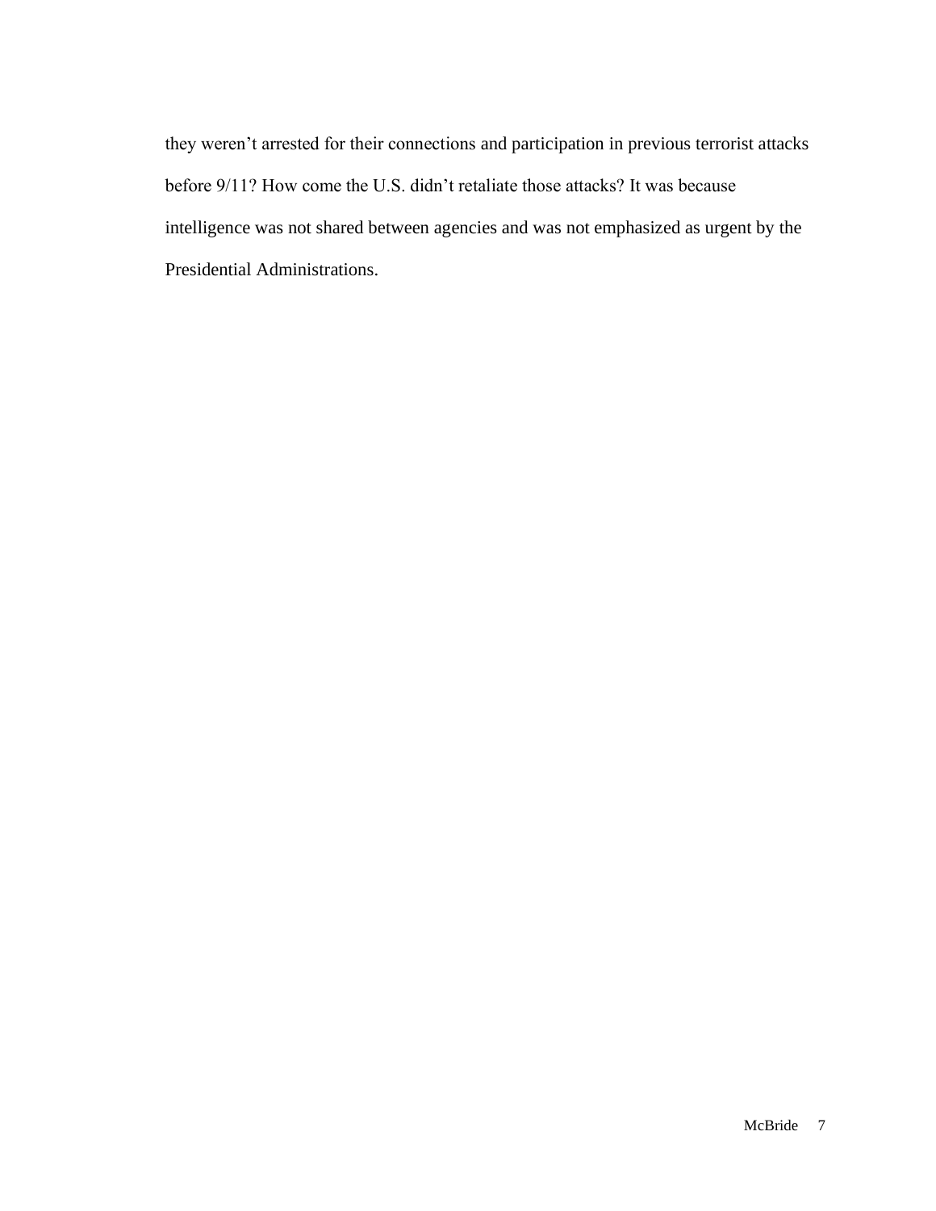they weren't arrested for their connections and participation in previous terrorist attacks before 9/11? How come the U.S. didn't retaliate those attacks? It was because intelligence was not shared between agencies and was not emphasized as urgent by the Presidential Administrations.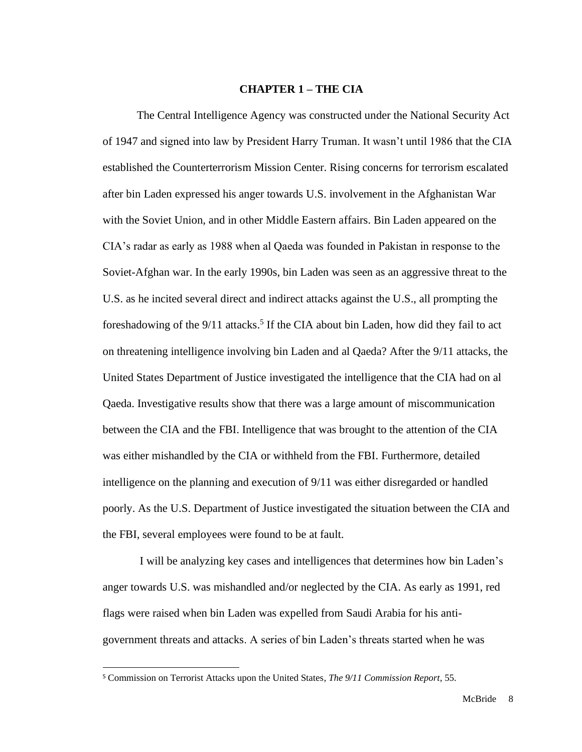# CHAPTER 1 – THE CIA

The Central Intelligence Agency was constructed under the National Security Act of 1947 and signed into law by President Harry Truman. It wasn't until 1986 that the CIA established the Counterterrorism Mission Center. Rising concerns for terrorism escalated after bin Laden expressed his anger towards U.S. involvement in the Afghanistan War with the Soviet Union, and in other Middle Eastern affairs. Bin Laden appeared on the CIA's radar as early as 1988 when al Qaeda was founded in Pakistan in response to the Soviet-Afghan war. In the early 1990s, bin Laden was seen as an aggressive threat to the U.S. as he incited several direct and indirect attacks against the U.S., all prompting the foreshadowing of the 9/11 attacks.[5] If the CIA about bin Laden, how did they fail to act on threatening intelligence involving bin Laden and al Qaeda? After the 9/11 attacks, the United States Department of Justice investigated the intelligence that the CIA had on al Qaeda. Investigative results show that there was a large amount of miscommunication between the CIA and the FBI. Intelligence that was brought to the attention of the CIA was either mishandled by the CIA or withheld from the FBI. Furthermore, detailed intelligence on the planning and execution of 9/11 was either disregarded or handled poorly. As the U.S. Department of Justice investigated the situation between the CIA and the FBI, several employees were found to be at fault.

I will be analyzing key cases and intelligences that determines how bin Laden's anger towards U.S. was mishandled and/or neglected by the CIA. As early as 1991, red flags were raised when bin Laden was expelled from Saudi Arabia for his anti-government threats and attacks. A series of bin Laden's threats started when he was

[5] Commission on Terrorist Attacks upon the United States, *The 9/11 Commission Report*, 55.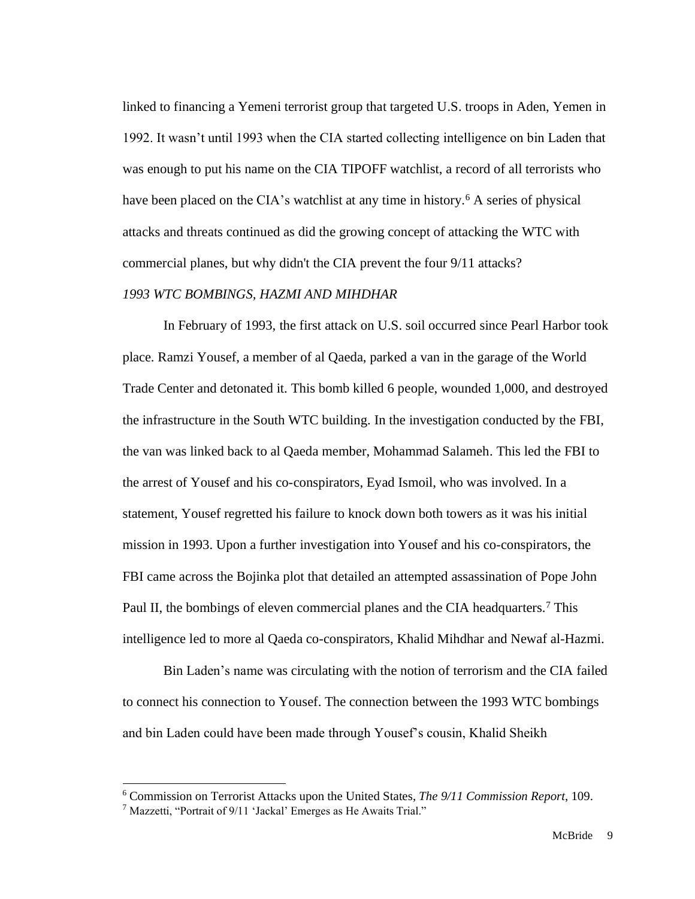linked to financing a Yemeni terrorist group that targeted U.S. troops in Aden, Yemen in 1992. It wasn't until 1993 when the CIA started collecting intelligence on bin Laden that was enough to put his name on the CIA TIPOFF watchlist, a record of all terrorists who have been placed on the CIA's watchlist at any time in history.[6] A series of physical attacks and threats continued as did the growing concept of attacking the WTC with commercial planes, but why didn't the CIA prevent the four 9/11 attacks?

*1993 WTC BOMBINGS, HAZMI AND MIHDHAR*

In February of 1993, the first attack on U.S. soil occurred since Pearl Harbor took place. Ramzi Yousef, a member of al Qaeda, parked a van in the garage of the World Trade Center and detonated it. This bomb killed 6 people, wounded 1,000, and destroyed the infrastructure in the South WTC building. In the investigation conducted by the FBI, the van was linked back to al Qaeda member, Mohammad Salameh. This led the FBI to the arrest of Yousef and his co-conspirators, Eyad Ismoil, who was involved. In a statement, Yousef regretted his failure to knock down both towers as it was his initial mission in 1993. Upon a further investigation into Yousef and his co-conspirators, the FBI came across the Bojinka plot that detailed an attempted assassination of Pope John Paul II, the bombings of eleven commercial planes and the CIA headquarters.[7] This intelligence led to more al Qaeda co-conspirators, Khalid Mihdhar and Newaf al-Hazmi.

Bin Laden's name was circulating with the notion of terrorism and the CIA failed to connect his connection to Yousef. The connection between the 1993 WTC bombings and bin Laden could have been made through Yousef's cousin, Khalid Sheikh

---

[6] Commission on Terrorist Attacks upon the United States, *The 9/11 Commission Report*, 109.

[7] Mazzetti, "Portrait of 9/11 'Jackal' Emerges as He Awaits Trial."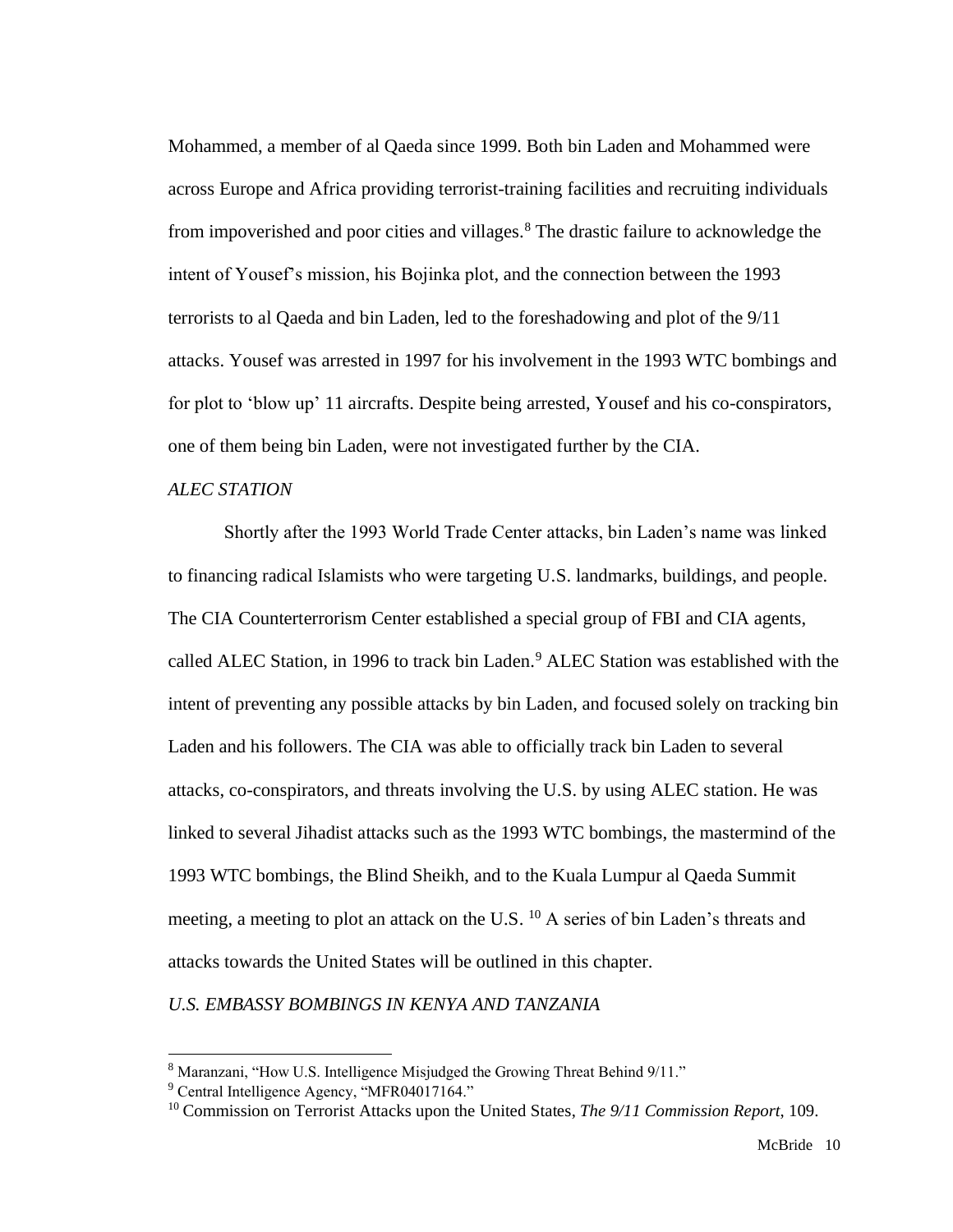Mohammed, a member of al Qaeda since 1999. Both bin Laden and Mohammed were across Europe and Africa providing terrorist-training facilities and recruiting individuals from impoverished and poor cities and villages.[8] The drastic failure to acknowledge the intent of Yousef's mission, his Bojinka plot, and the connection between the 1993 terrorists to al Qaeda and bin Laden, led to the foreshadowing and plot of the 9/11 attacks. Yousef was arrested in 1997 for his involvement in the 1993 WTC bombings and for plot to 'blow up' 11 aircrafts. Despite being arrested, Yousef and his co-conspirators, one of them being bin Laden, were not investigated further by the CIA.

*ALEC STATION*

Shortly after the 1993 World Trade Center attacks, bin Laden's name was linked to financing radical Islamists who were targeting U.S. landmarks, buildings, and people. The CIA Counterterrorism Center established a special group of FBI and CIA agents, called ALEC Station, in 1996 to track bin Laden.[9] ALEC Station was established with the intent of preventing any possible attacks by bin Laden, and focused solely on tracking bin Laden and his followers. The CIA was able to officially track bin Laden to several attacks, co-conspirators, and threats involving the U.S. by using ALEC station. He was linked to several Jihadist attacks such as the 1993 WTC bombings, the mastermind of the 1993 WTC bombings, the Blind Sheikh, and to the Kuala Lumpur al Qaeda Summit meeting, a meeting to plot an attack on the U.S. [10] A series of bin Laden's threats and attacks towards the United States will be outlined in this chapter.

*U.S. EMBASSY BOMBINGS IN KENYA AND TANZANIA*

---

[8] Maranzani, "How U.S. Intelligence Misjudged the Growing Threat Behind 9/11."

[9] Central Intelligence Agency, "MFR04017164."

[10] Commission on Terrorist Attacks upon the United States, *The 9/11 Commission Report*, 109.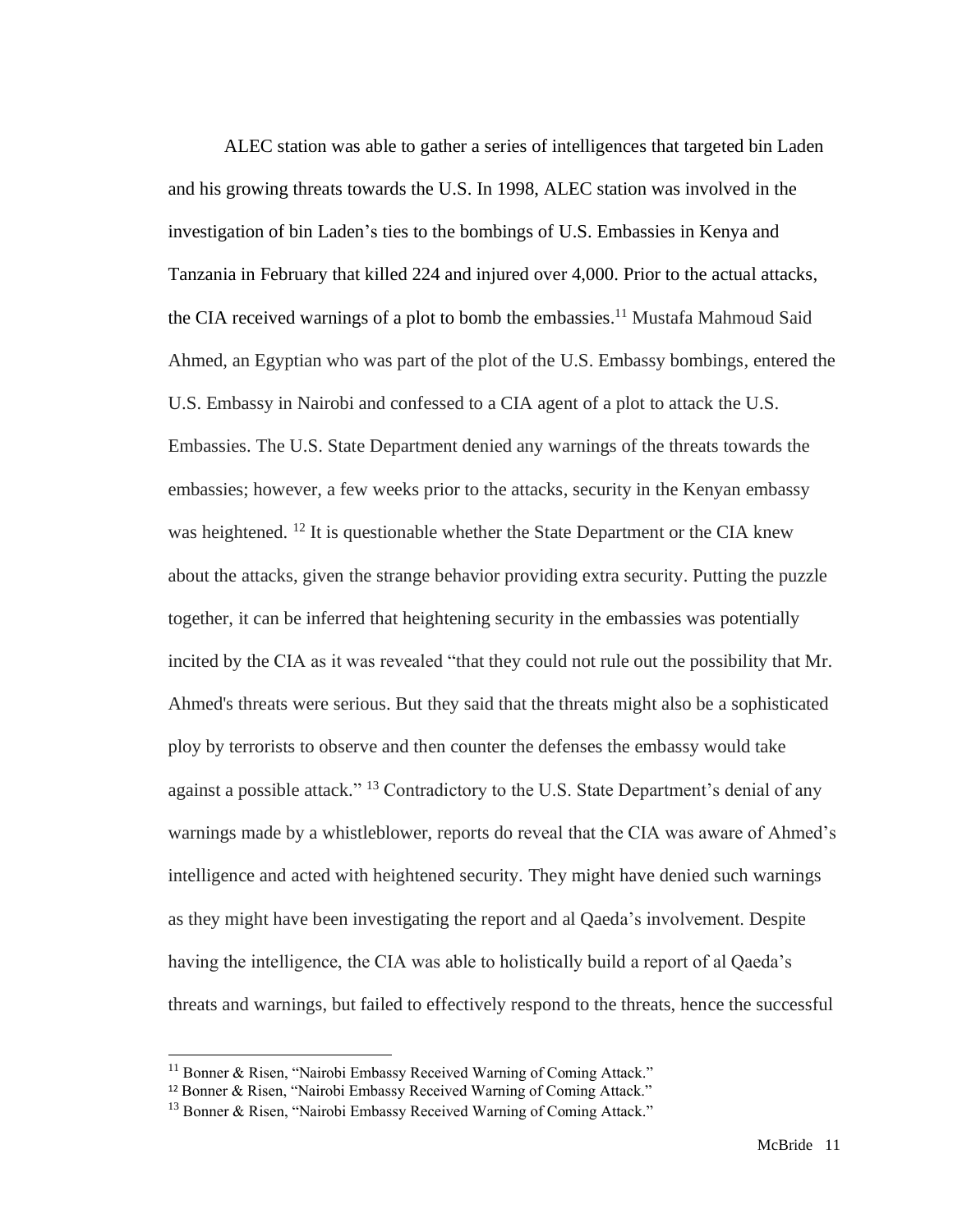ALEC station was able to gather a series of intelligences that targeted bin Laden and his growing threats towards the U.S. In 1998, ALEC station was involved in the investigation of bin Laden's ties to the bombings of U.S. Embassies in Kenya and Tanzania in February that killed 224 and injured over 4,000. Prior to the actual attacks, the CIA received warnings of a plot to bomb the embassies.[11] Mustafa Mahmoud Said Ahmed, an Egyptian who was part of the plot of the U.S. Embassy bombings, entered the U.S. Embassy in Nairobi and confessed to a CIA agent of a plot to attack the U.S. Embassies. The U.S. State Department denied any warnings of the threats towards the embassies; however, a few weeks prior to the attacks, security in the Kenyan embassy was heightened. [12] It is questionable whether the State Department or the CIA knew about the attacks, given the strange behavior providing extra security. Putting the puzzle together, it can be inferred that heightening security in the embassies was potentially incited by the CIA as it was revealed "that they could not rule out the possibility that Mr. Ahmed's threats were serious. But they said that the threats might also be a sophisticated ploy by terrorists to observe and then counter the defenses the embassy would take against a possible attack." [13] Contradictory to the U.S. State Department's denial of any warnings made by a whistleblower, reports do reveal that the CIA was aware of Ahmed's intelligence and acted with heightened security. They might have denied such warnings as they might have been investigating the report and al Qaeda's involvement. Despite having the intelligence, the CIA was able to holistically build a report of al Qaeda's threats and warnings, but failed to effectively respond to the threats, hence the successful

[11] Bonner & Risen, "Nairobi Embassy Received Warning of Coming Attack."

[12] Bonner & Risen, "Nairobi Embassy Received Warning of Coming Attack."

[13] Bonner & Risen, "Nairobi Embassy Received Warning of Coming Attack."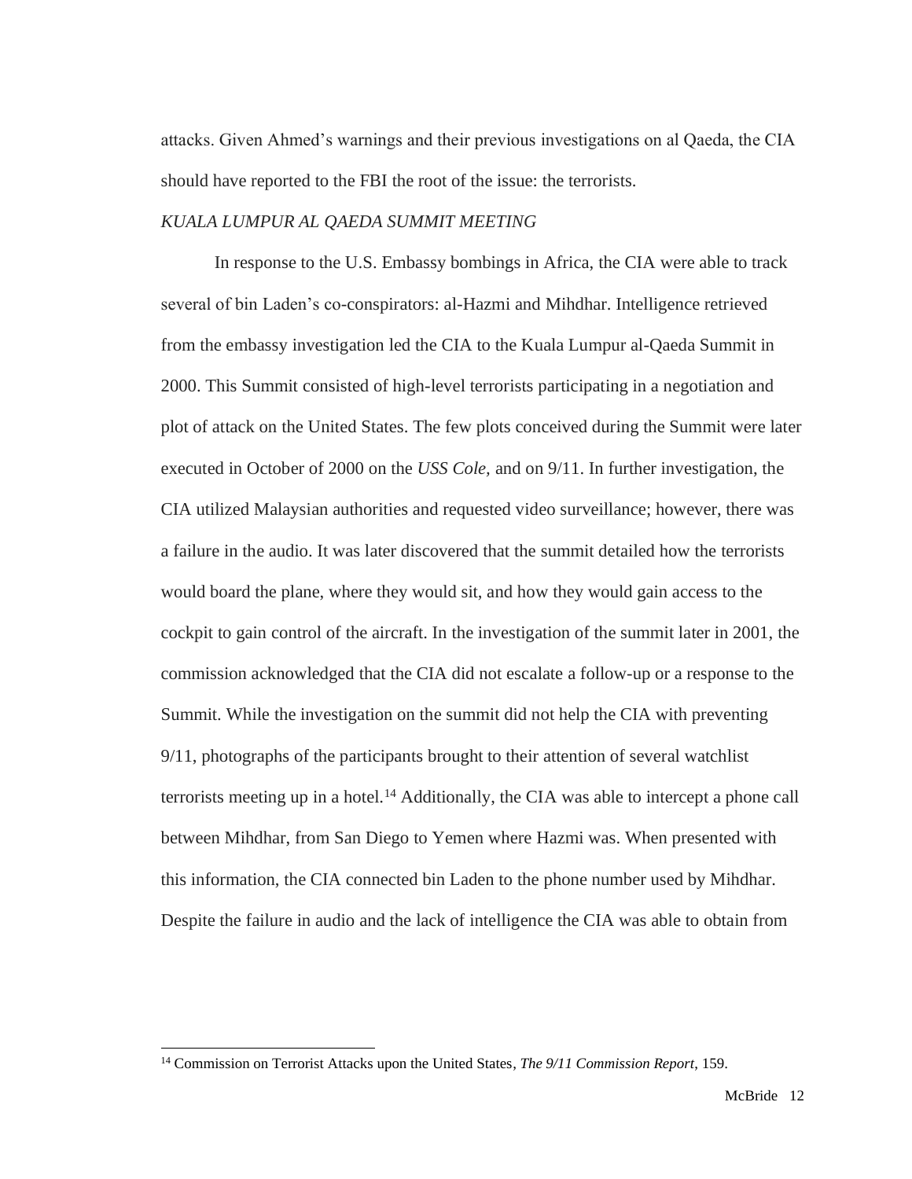attacks. Given Ahmed's warnings and their previous investigations on al Qaeda, the CIA should have reported to the FBI the root of the issue: the terrorists.

*KUALA LUMPUR AL QAEDA SUMMIT MEETING*

In response to the U.S. Embassy bombings in Africa, the CIA were able to track several of bin Laden's co-conspirators: al-Hazmi and Mihdhar. Intelligence retrieved from the embassy investigation led the CIA to the Kuala Lumpur al-Qaeda Summit in 2000. This Summit consisted of high-level terrorists participating in a negotiation and plot of attack on the United States. The few plots conceived during the Summit were later executed in October of 2000 on the *USS Cole,* and on 9/11. In further investigation, the CIA utilized Malaysian authorities and requested video surveillance; however, there was a failure in the audio. It was later discovered that the summit detailed how the terrorists would board the plane, where they would sit, and how they would gain access to the cockpit to gain control of the aircraft. In the investigation of the summit later in 2001, the commission acknowledged that the CIA did not escalate a follow-up or a response to the Summit. While the investigation on the summit did not help the CIA with preventing 9/11, photographs of the participants brought to their attention of several watchlist terrorists meeting up in a hotel.[14] Additionally, the CIA was able to intercept a phone call between Mihdhar, from San Diego to Yemen where Hazmi was. When presented with this information, the CIA connected bin Laden to the phone number used by Mihdhar. Despite the failure in audio and the lack of intelligence the CIA was able to obtain from

[14] Commission on Terrorist Attacks upon the United States, *The 9/11 Commission Report*, 159.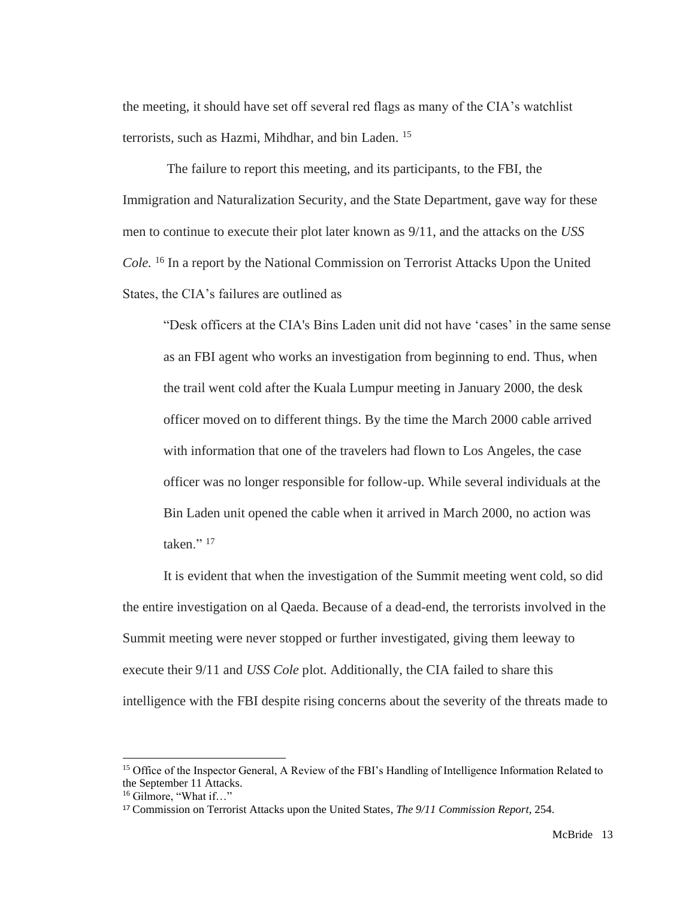the meeting, it should have set off several red flags as many of the CIA's watchlist terrorists, such as Hazmi, Mihdhar, and bin Laden. [15]

The failure to report this meeting, and its participants, to the FBI, the Immigration and Naturalization Security, and the State Department, gave way for these men to continue to execute their plot later known as 9/11, and the attacks on the *USS Cole.* [16] In a report by the National Commission on Terrorist Attacks Upon the United States, the CIA's failures are outlined as

> "Desk officers at the CIA's Bins Laden unit did not have 'cases' in the same sense as an FBI agent who works an investigation from beginning to end. Thus, when the trail went cold after the Kuala Lumpur meeting in January 2000, the desk officer moved on to different things. By the time the March 2000 cable arrived with information that one of the travelers had flown to Los Angeles, the case officer was no longer responsible for follow-up. While several individuals at the Bin Laden unit opened the cable when it arrived in March 2000, no action was taken." [17]

It is evident that when the investigation of the Summit meeting went cold, so did the entire investigation on al Qaeda. Because of a dead-end, the terrorists involved in the Summit meeting were never stopped or further investigated, giving them leeway to execute their 9/11 and *USS Cole* plot. Additionally, the CIA failed to share this intelligence with the FBI despite rising concerns about the severity of the threats made to

---

[15] Office of the Inspector General, A Review of the FBI's Handling of Intelligence Information Related to the September 11 Attacks.

[16] Gilmore, "What if…"

[17] Commission on Terrorist Attacks upon the United States, *The 9/11 Commission Report*, 254.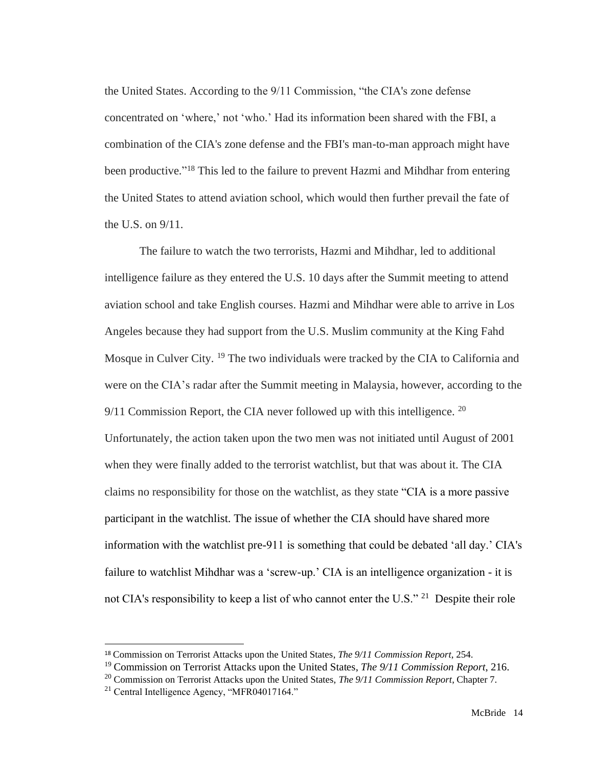the United States. According to the 9/11 Commission, "the CIA's zone defense concentrated on 'where,' not 'who.' Had its information been shared with the FBI, a combination of the CIA's zone defense and the FBI's man-to-man approach might have been productive."[18] This led to the failure to prevent Hazmi and Mihdhar from entering the United States to attend aviation school, which would then further prevail the fate of the U.S. on 9/11.

The failure to watch the two terrorists, Hazmi and Mihdhar, led to additional intelligence failure as they entered the U.S. 10 days after the Summit meeting to attend aviation school and take English courses. Hazmi and Mihdhar were able to arrive in Los Angeles because they had support from the U.S. Muslim community at the King Fahd Mosque in Culver City. [19] The two individuals were tracked by the CIA to California and were on the CIA's radar after the Summit meeting in Malaysia, however, according to the 9/11 Commission Report, the CIA never followed up with this intelligence. [20] Unfortunately, the action taken upon the two men was not initiated until August of 2001 when they were finally added to the terrorist watchlist, but that was about it. The CIA claims no responsibility for those on the watchlist, as they state "CIA is a more passive participant in the watchlist. The issue of whether the CIA should have shared more information with the watchlist pre-911 is something that could be debated 'all day.' CIA's failure to watchlist Mihdhar was a 'screw-up.' CIA is an intelligence organization - it is not CIA's responsibility to keep a list of who cannot enter the U.S." [21] Despite their role

---

[18] Commission on Terrorist Attacks upon the United States, *The 9/11 Commission Report*, 254.

[19] Commission on Terrorist Attacks upon the United States, *The 9/11 Commission Report*, 216.

[20] Commission on Terrorist Attacks upon the United States, *The 9/11 Commission Report*, Chapter 7.

[21] Central Intelligence Agency, "MFR04017164."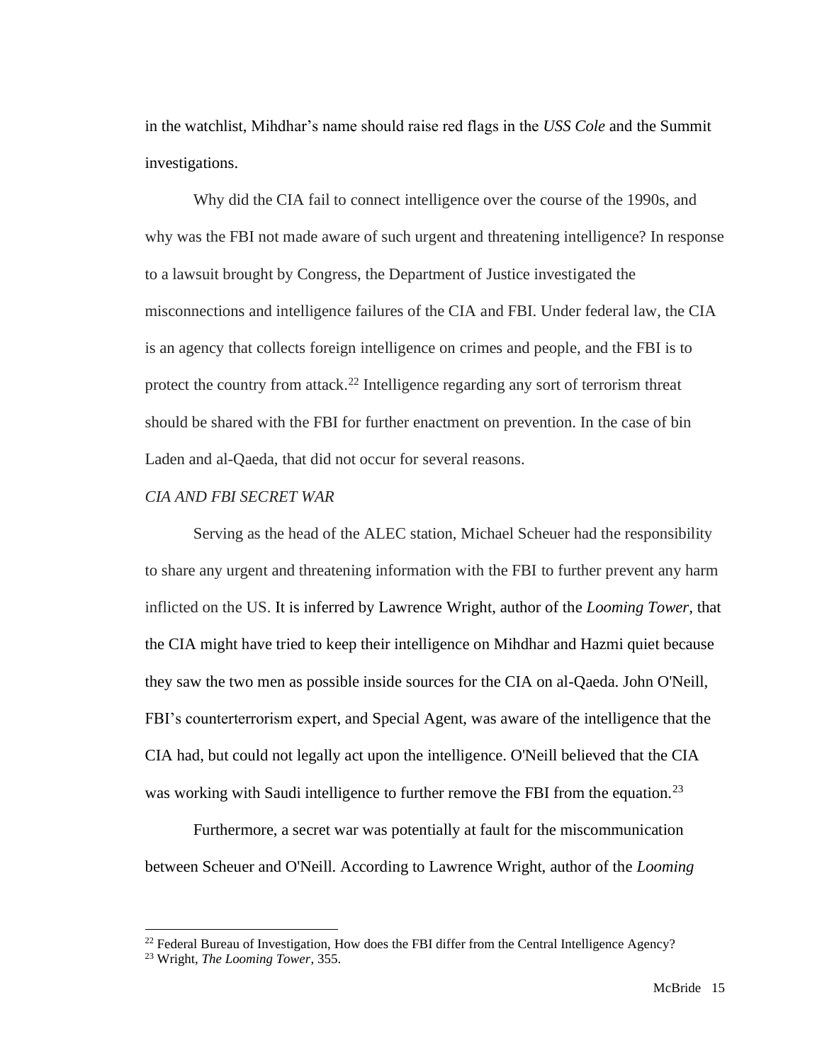in the watchlist, Mihdhar's name should raise red flags in the *USS Cole* and the Summit investigations.

Why did the CIA fail to connect intelligence over the course of the 1990s, and why was the FBI not made aware of such urgent and threatening intelligence? In response to a lawsuit brought by Congress, the Department of Justice investigated the misconnections and intelligence failures of the CIA and FBI. Under federal law, the CIA is an agency that collects foreign intelligence on crimes and people, and the FBI is to protect the country from attack.[22] Intelligence regarding any sort of terrorism threat should be shared with the FBI for further enactment on prevention. In the case of bin Laden and al-Qaeda, that did not occur for several reasons.

*CIA AND FBI SECRET WAR*

Serving as the head of the ALEC station, Michael Scheuer had the responsibility to share any urgent and threatening information with the FBI to further prevent any harm inflicted on the US. It is inferred by Lawrence Wright, author of the *Looming Tower*, that the CIA might have tried to keep their intelligence on Mihdhar and Hazmi quiet because they saw the two men as possible inside sources for the CIA on al-Qaeda. John O'Neill, FBI's counterterrorism expert, and Special Agent, was aware of the intelligence that the CIA had, but could not legally act upon the intelligence. O'Neill believed that the CIA was working with Saudi intelligence to further remove the FBI from the equation.[23]

Furthermore, a secret war was potentially at fault for the miscommunication between Scheuer and O'Neill. According to Lawrence Wright, author of the *Looming*

---

[22] Federal Bureau of Investigation, How does the FBI differ from the Central Intelligence Agency?

[23] Wright, *The Looming Tower*, 355.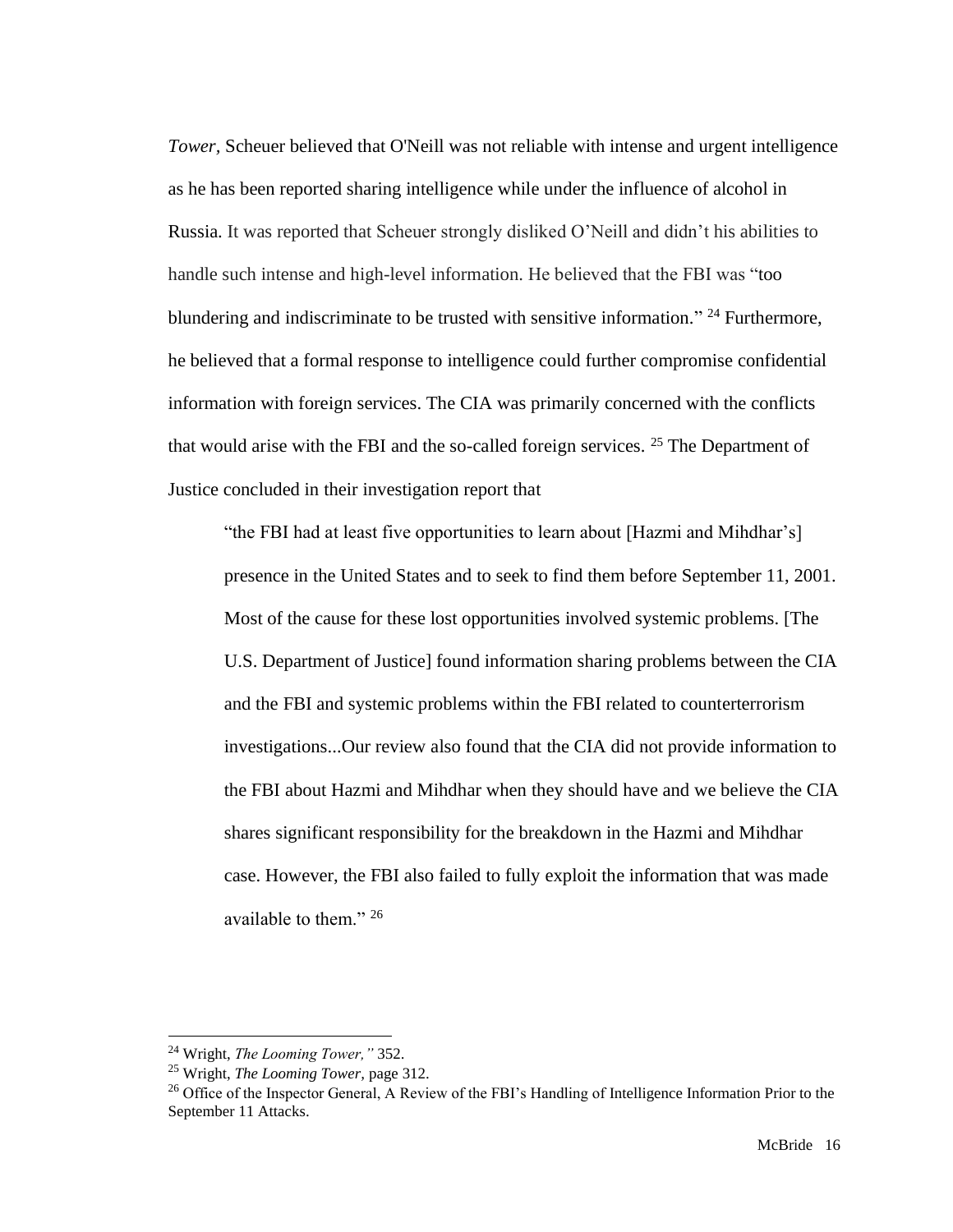*Tower*, Scheuer believed that O'Neill was not reliable with intense and urgent intelligence as he has been reported sharing intelligence while under the influence of alcohol in Russia. It was reported that Scheuer strongly disliked O'Neill and didn't his abilities to handle such intense and high-level information. He believed that the FBI was "too blundering and indiscriminate to be trusted with sensitive information." [24] Furthermore, he believed that a formal response to intelligence could further compromise confidential information with foreign services. The CIA was primarily concerned with the conflicts that would arise with the FBI and the so-called foreign services. [25] The Department of Justice concluded in their investigation report that

> "the FBI had at least five opportunities to learn about [Hazmi and Mihdhar's] presence in the United States and to seek to find them before September 11, 2001. Most of the cause for these lost opportunities involved systemic problems. [The U.S. Department of Justice] found information sharing problems between the CIA and the FBI and systemic problems within the FBI related to counterterrorism investigations...Our review also found that the CIA did not provide information to the FBI about Hazmi and Mihdhar when they should have and we believe the CIA shares significant responsibility for the breakdown in the Hazmi and Mihdhar case. However, the FBI also failed to fully exploit the information that was made available to them." [26]

---

[24] Wright, *The Looming Tower,"* 352.

[25] Wright, *The Looming Tower*, page 312.

[26] Office of the Inspector General, A Review of the FBI's Handling of Intelligence Information Prior to the September 11 Attacks.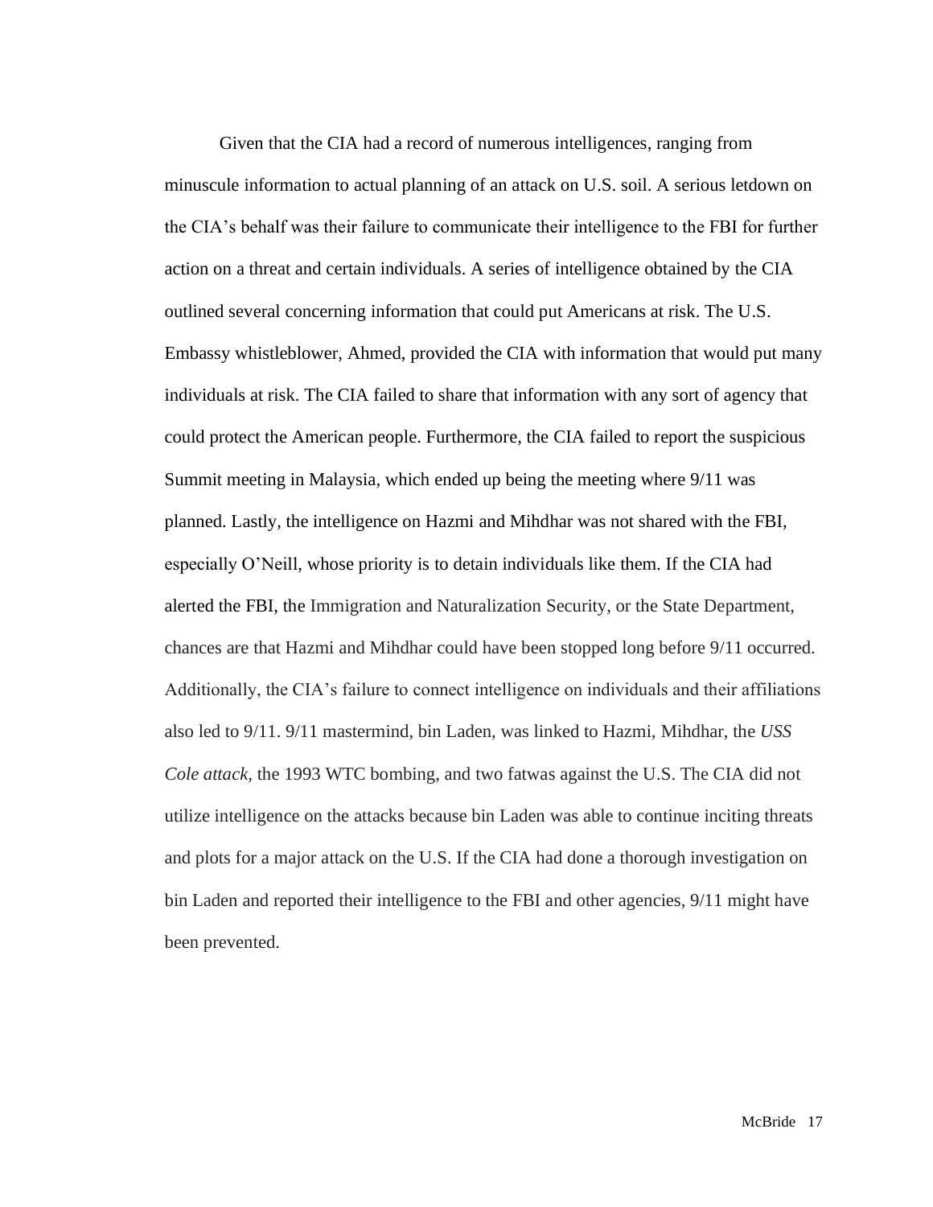Given that the CIA had a record of numerous intelligences, ranging from minuscule information to actual planning of an attack on U.S. soil. A serious letdown on the CIA's behalf was their failure to communicate their intelligence to the FBI for further action on a threat and certain individuals. A series of intelligence obtained by the CIA outlined several concerning information that could put Americans at risk. The U.S. Embassy whistleblower, Ahmed, provided the CIA with information that would put many individuals at risk. The CIA failed to share that information with any sort of agency that could protect the American people. Furthermore, the CIA failed to report the suspicious Summit meeting in Malaysia, which ended up being the meeting where 9/11 was planned. Lastly, the intelligence on Hazmi and Mihdhar was not shared with the FBI, especially O'Neill, whose priority is to detain individuals like them. If the CIA had alerted the FBI, the Immigration and Naturalization Security, or the State Department, chances are that Hazmi and Mihdhar could have been stopped long before 9/11 occurred. Additionally, the CIA's failure to connect intelligence on individuals and their affiliations also led to 9/11. 9/11 mastermind, bin Laden, was linked to Hazmi, Mihdhar, the *USS Cole attack,* the 1993 WTC bombing, and two fatwas against the U.S. The CIA did not utilize intelligence on the attacks because bin Laden was able to continue inciting threats and plots for a major attack on the U.S. If the CIA had done a thorough investigation on bin Laden and reported their intelligence to the FBI and other agencies, 9/11 might have been prevented.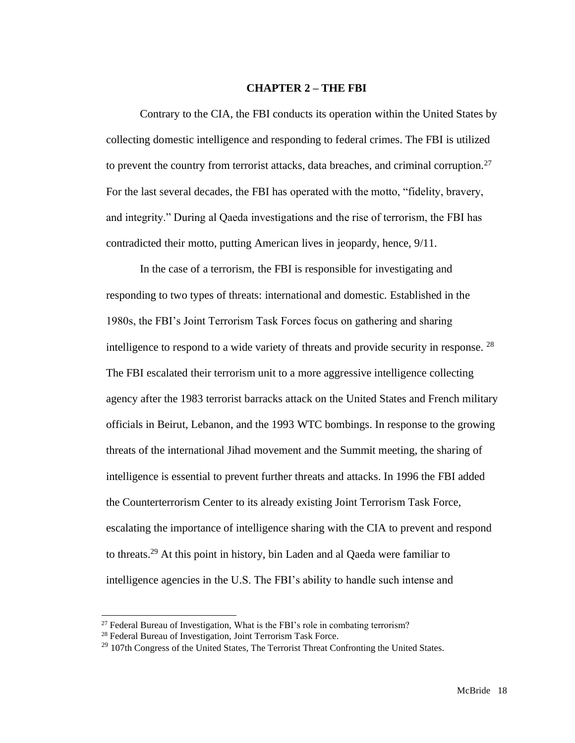## CHAPTER 2 – THE FBI

Contrary to the CIA, the FBI conducts its operation within the United States by collecting domestic intelligence and responding to federal crimes. The FBI is utilized to prevent the country from terrorist attacks, data breaches, and criminal corruption.[27] For the last several decades, the FBI has operated with the motto, "fidelity, bravery, and integrity." During al Qaeda investigations and the rise of terrorism, the FBI has contradicted their motto, putting American lives in jeopardy, hence, 9/11.

In the case of a terrorism, the FBI is responsible for investigating and responding to two types of threats: international and domestic. Established in the 1980s, the FBI's Joint Terrorism Task Forces focus on gathering and sharing intelligence to respond to a wide variety of threats and provide security in response. [28] The FBI escalated their terrorism unit to a more aggressive intelligence collecting agency after the 1983 terrorist barracks attack on the United States and French military officials in Beirut, Lebanon, and the 1993 WTC bombings. In response to the growing threats of the international Jihad movement and the Summit meeting, the sharing of intelligence is essential to prevent further threats and attacks. In 1996 the FBI added the Counterterrorism Center to its already existing Joint Terrorism Task Force, escalating the importance of intelligence sharing with the CIA to prevent and respond to threats.[29] At this point in history, bin Laden and al Qaeda were familiar to intelligence agencies in the U.S. The FBI's ability to handle such intense and

[27] Federal Bureau of Investigation, What is the FBI's role in combating terrorism?

[28] Federal Bureau of Investigation, Joint Terrorism Task Force.

[29] 107th Congress of the United States, The Terrorist Threat Confronting the United States.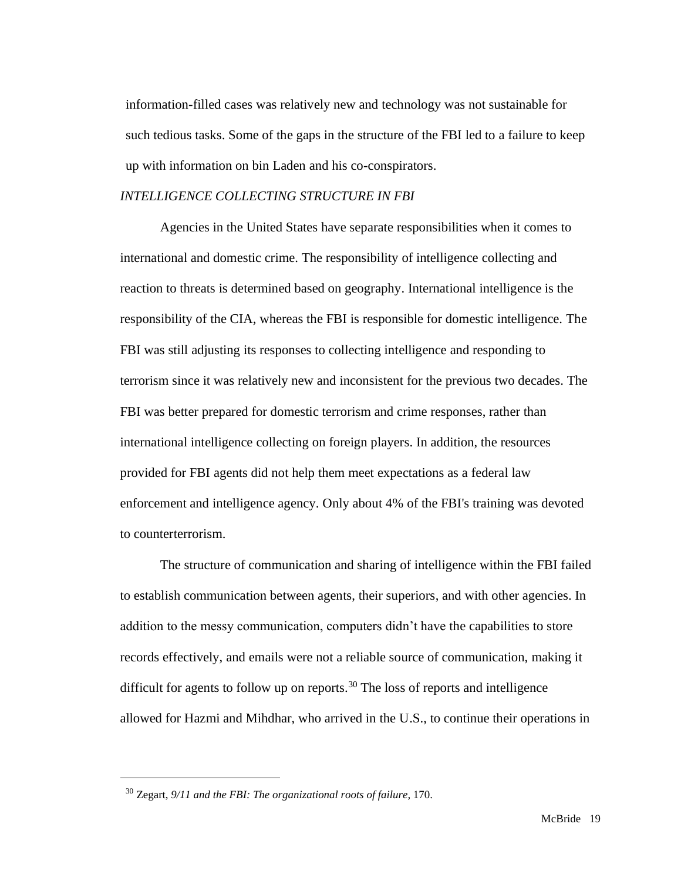information-filled cases was relatively new and technology was not sustainable for such tedious tasks. Some of the gaps in the structure of the FBI led to a failure to keep up with information on bin Laden and his co-conspirators.

*INTELLIGENCE COLLECTING STRUCTURE IN FBI*

Agencies in the United States have separate responsibilities when it comes to international and domestic crime. The responsibility of intelligence collecting and reaction to threats is determined based on geography. International intelligence is the responsibility of the CIA, whereas the FBI is responsible for domestic intelligence. The FBI was still adjusting its responses to collecting intelligence and responding to terrorism since it was relatively new and inconsistent for the previous two decades. The FBI was better prepared for domestic terrorism and crime responses, rather than international intelligence collecting on foreign players. In addition, the resources provided for FBI agents did not help them meet expectations as a federal law enforcement and intelligence agency. Only about 4% of the FBI's training was devoted to counterterrorism.

The structure of communication and sharing of intelligence within the FBI failed to establish communication between agents, their superiors, and with other agencies. In addition to the messy communication, computers didn't have the capabilities to store records effectively, and emails were not a reliable source of communication, making it difficult for agents to follow up on reports.[30] The loss of reports and intelligence allowed for Hazmi and Mihdhar, who arrived in the U.S., to continue their operations in

---

[30] Zegart, *9/11 and the FBI: The organizational roots of failure,* 170.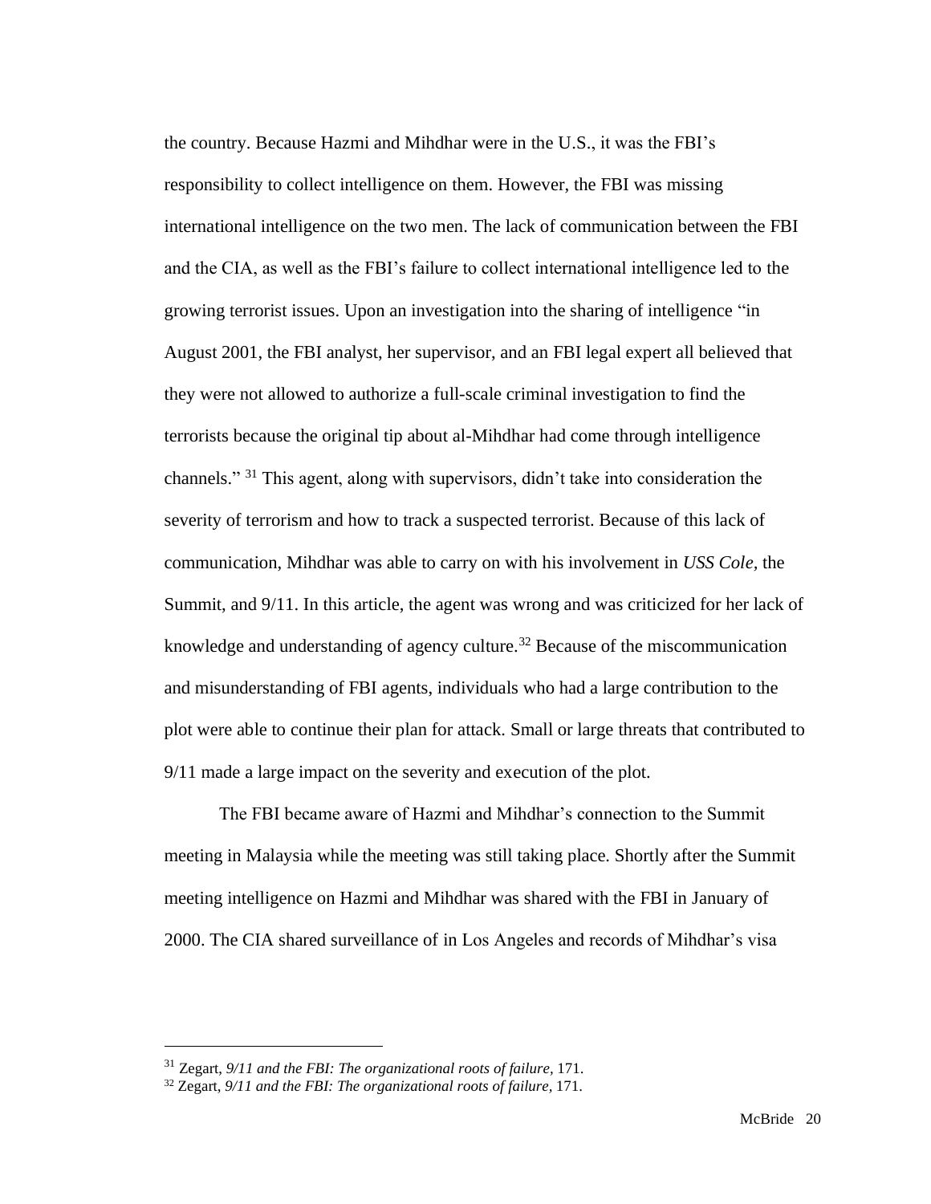the country. Because Hazmi and Mihdhar were in the U.S., it was the FBI's responsibility to collect intelligence on them. However, the FBI was missing international intelligence on the two men. The lack of communication between the FBI and the CIA, as well as the FBI's failure to collect international intelligence led to the growing terrorist issues. Upon an investigation into the sharing of intelligence "in August 2001, the FBI analyst, her supervisor, and an FBI legal expert all believed that they were not allowed to authorize a full-scale criminal investigation to find the terrorists because the original tip about al-Mihdhar had come through intelligence channels." [31] This agent, along with supervisors, didn't take into consideration the severity of terrorism and how to track a suspected terrorist. Because of this lack of communication, Mihdhar was able to carry on with his involvement in *USS Cole*, the Summit, and 9/11. In this article, the agent was wrong and was criticized for her lack of knowledge and understanding of agency culture.[32] Because of the miscommunication and misunderstanding of FBI agents, individuals who had a large contribution to the plot were able to continue their plan for attack. Small or large threats that contributed to 9/11 made a large impact on the severity and execution of the plot.

The FBI became aware of Hazmi and Mihdhar's connection to the Summit meeting in Malaysia while the meeting was still taking place. Shortly after the Summit meeting intelligence on Hazmi and Mihdhar was shared with the FBI in January of 2000. The CIA shared surveillance of in Los Angeles and records of Mihdhar's visa

---

[31] Zegart, *9/11 and the FBI: The organizational roots of failure,* 171.

[32] Zegart, *9/11 and the FBI: The organizational roots of failure,* 171.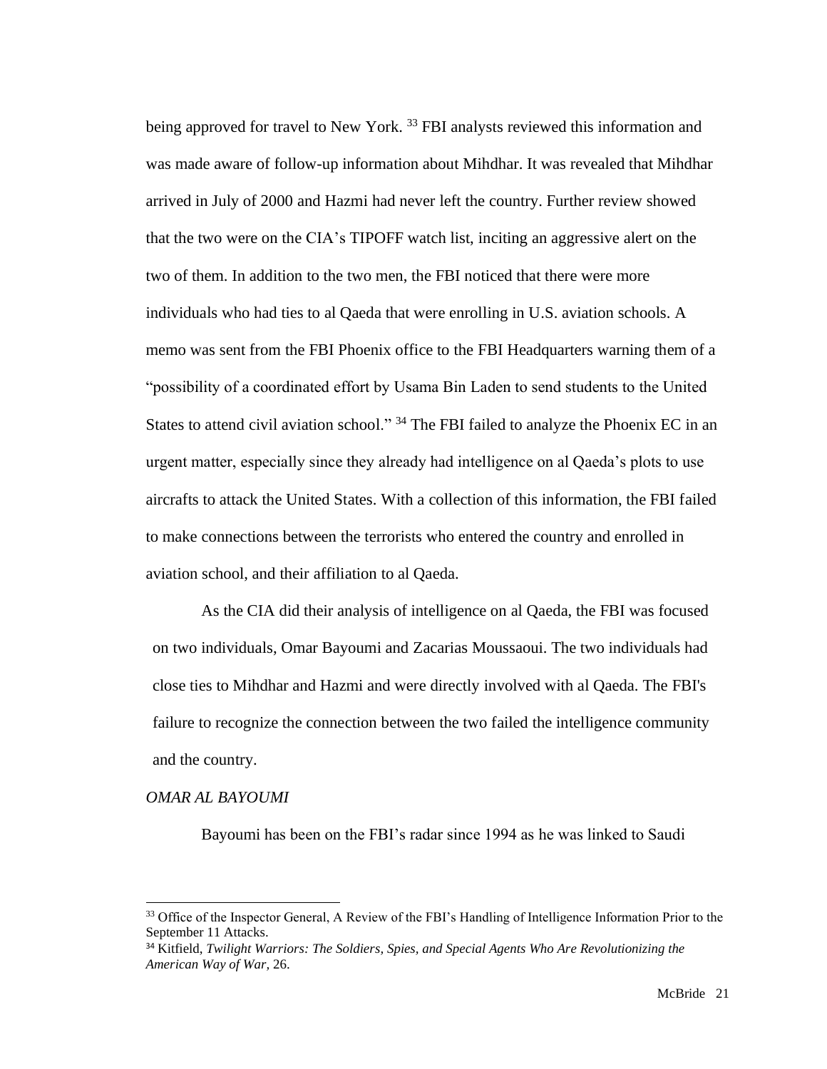being approved for travel to New York. [33] FBI analysts reviewed this information and was made aware of follow-up information about Mihdhar. It was revealed that Mihdhar arrived in July of 2000 and Hazmi had never left the country. Further review showed that the two were on the CIA's TIPOFF watch list, inciting an aggressive alert on the two of them. In addition to the two men, the FBI noticed that there were more individuals who had ties to al Qaeda that were enrolling in U.S. aviation schools. A memo was sent from the FBI Phoenix office to the FBI Headquarters warning them of a "possibility of a coordinated effort by Usama Bin Laden to send students to the United States to attend civil aviation school." [34] The FBI failed to analyze the Phoenix EC in an urgent matter, especially since they already had intelligence on al Qaeda's plots to use aircrafts to attack the United States. With a collection of this information, the FBI failed to make connections between the terrorists who entered the country and enrolled in aviation school, and their affiliation to al Qaeda.

As the CIA did their analysis of intelligence on al Qaeda, the FBI was focused on two individuals, Omar Bayoumi and Zacarias Moussaoui. The two individuals had close ties to Mihdhar and Hazmi and were directly involved with al Qaeda. The FBI's failure to recognize the connection between the two failed the intelligence community and the country.

*OMAR AL BAYOUMI*

Bayoumi has been on the FBI's radar since 1994 as he was linked to Saudi

---

[33] Office of the Inspector General, A Review of the FBI's Handling of Intelligence Information Prior to the September 11 Attacks.

[34] Kitfield, *Twilight Warriors: The Soldiers, Spies, and Special Agents Who Are Revolutionizing the American Way of War*, 26.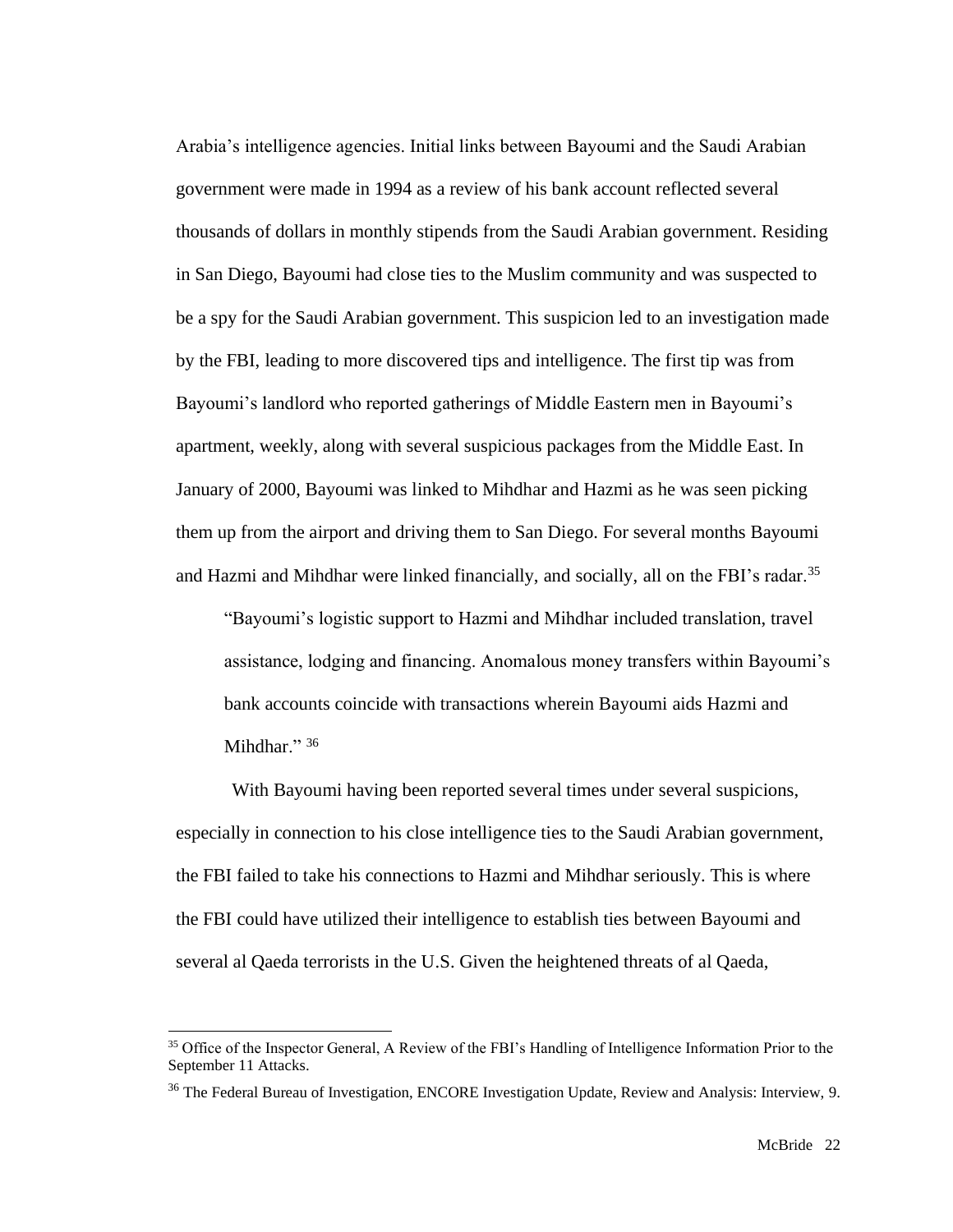Arabia's intelligence agencies. Initial links between Bayoumi and the Saudi Arabian government were made in 1994 as a review of his bank account reflected several thousands of dollars in monthly stipends from the Saudi Arabian government. Residing in San Diego, Bayoumi had close ties to the Muslim community and was suspected to be a spy for the Saudi Arabian government. This suspicion led to an investigation made by the FBI, leading to more discovered tips and intelligence. The first tip was from Bayoumi's landlord who reported gatherings of Middle Eastern men in Bayoumi's apartment, weekly, along with several suspicious packages from the Middle East. In January of 2000, Bayoumi was linked to Mihdhar and Hazmi as he was seen picking them up from the airport and driving them to San Diego. For several months Bayoumi and Hazmi and Mihdhar were linked financially, and socially, all on the FBI's radar.[35]

> "Bayoumi's logistic support to Hazmi and Mihdhar included translation, travel assistance, lodging and financing. Anomalous money transfers within Bayoumi's bank accounts coincide with transactions wherein Bayoumi aids Hazmi and Mihdhar." [36]

With Bayoumi having been reported several times under several suspicions, especially in connection to his close intelligence ties to the Saudi Arabian government, the FBI failed to take his connections to Hazmi and Mihdhar seriously. This is where the FBI could have utilized their intelligence to establish ties between Bayoumi and several al Qaeda terrorists in the U.S. Given the heightened threats of al Qaeda,

---

[35] Office of the Inspector General, A Review of the FBI's Handling of Intelligence Information Prior to the September 11 Attacks.

[36] The Federal Bureau of Investigation, ENCORE Investigation Update, Review and Analysis: Interview, 9.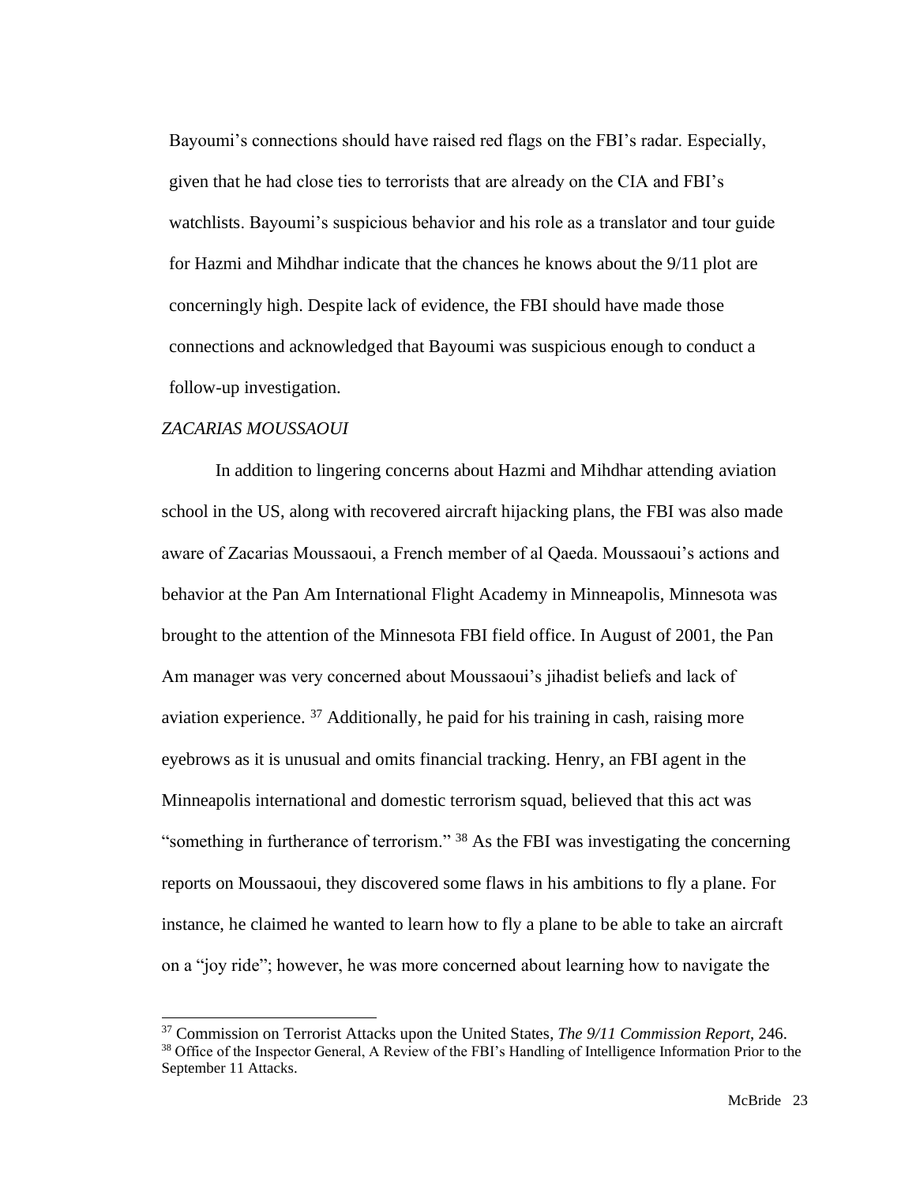Bayoumi's connections should have raised red flags on the FBI's radar. Especially, given that he had close ties to terrorists that are already on the CIA and FBI's watchlists. Bayoumi's suspicious behavior and his role as a translator and tour guide for Hazmi and Mihdhar indicate that the chances he knows about the 9/11 plot are concerningly high. Despite lack of evidence, the FBI should have made those connections and acknowledged that Bayoumi was suspicious enough to conduct a follow-up investigation.

*ZACARIAS MOUSSAOUI*

In addition to lingering concerns about Hazmi and Mihdhar attending aviation school in the US, along with recovered aircraft hijacking plans, the FBI was also made aware of Zacarias Moussaoui, a French member of al Qaeda. Moussaoui's actions and behavior at the Pan Am International Flight Academy in Minneapolis, Minnesota was brought to the attention of the Minnesota FBI field office. In August of 2001, the Pan Am manager was very concerned about Moussaoui's jihadist beliefs and lack of aviation experience. [37] Additionally, he paid for his training in cash, raising more eyebrows as it is unusual and omits financial tracking. Henry, an FBI agent in the Minneapolis international and domestic terrorism squad, believed that this act was "something in furtherance of terrorism." [38] As the FBI was investigating the concerning reports on Moussaoui, they discovered some flaws in his ambitions to fly a plane. For instance, he claimed he wanted to learn how to fly a plane to be able to take an aircraft on a "joy ride"; however, he was more concerned about learning how to navigate the

---

[37] Commission on Terrorist Attacks upon the United States, *The 9/11 Commission Report*, 246.

[38] Office of the Inspector General, A Review of the FBI's Handling of Intelligence Information Prior to the September 11 Attacks.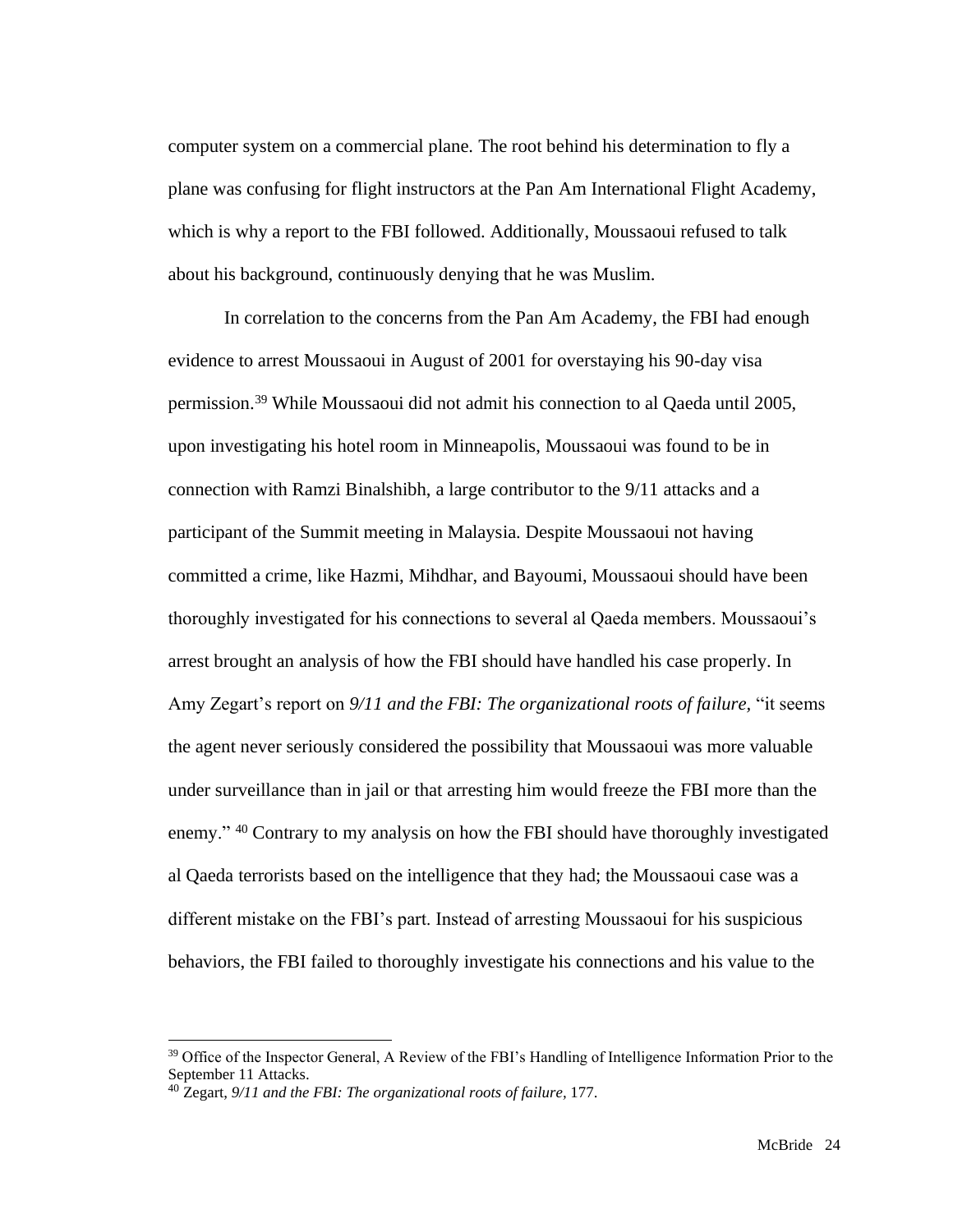computer system on a commercial plane. The root behind his determination to fly a plane was confusing for flight instructors at the Pan Am International Flight Academy, which is why a report to the FBI followed. Additionally, Moussaoui refused to talk about his background, continuously denying that he was Muslim.

In correlation to the concerns from the Pan Am Academy, the FBI had enough evidence to arrest Moussaoui in August of 2001 for overstaying his 90-day visa permission.[39] While Moussaoui did not admit his connection to al Qaeda until 2005, upon investigating his hotel room in Minneapolis, Moussaoui was found to be in connection with Ramzi Binalshibh, a large contributor to the 9/11 attacks and a participant of the Summit meeting in Malaysia. Despite Moussaoui not having committed a crime, like Hazmi, Mihdhar, and Bayoumi, Moussaoui should have been thoroughly investigated for his connections to several al Qaeda members. Moussaoui's arrest brought an analysis of how the FBI should have handled his case properly. In Amy Zegart's report on *9/11 and the FBI: The organizational roots of failure*, "it seems the agent never seriously considered the possibility that Moussaoui was more valuable under surveillance than in jail or that arresting him would freeze the FBI more than the enemy." [40] Contrary to my analysis on how the FBI should have thoroughly investigated al Qaeda terrorists based on the intelligence that they had; the Moussaoui case was a different mistake on the FBI's part. Instead of arresting Moussaoui for his suspicious behaviors, the FBI failed to thoroughly investigate his connections and his value to the

---

[39] Office of the Inspector General, A Review of the FBI's Handling of Intelligence Information Prior to the September 11 Attacks.

[40] Zegart, *9/11 and the FBI: The organizational roots of failure*, 177.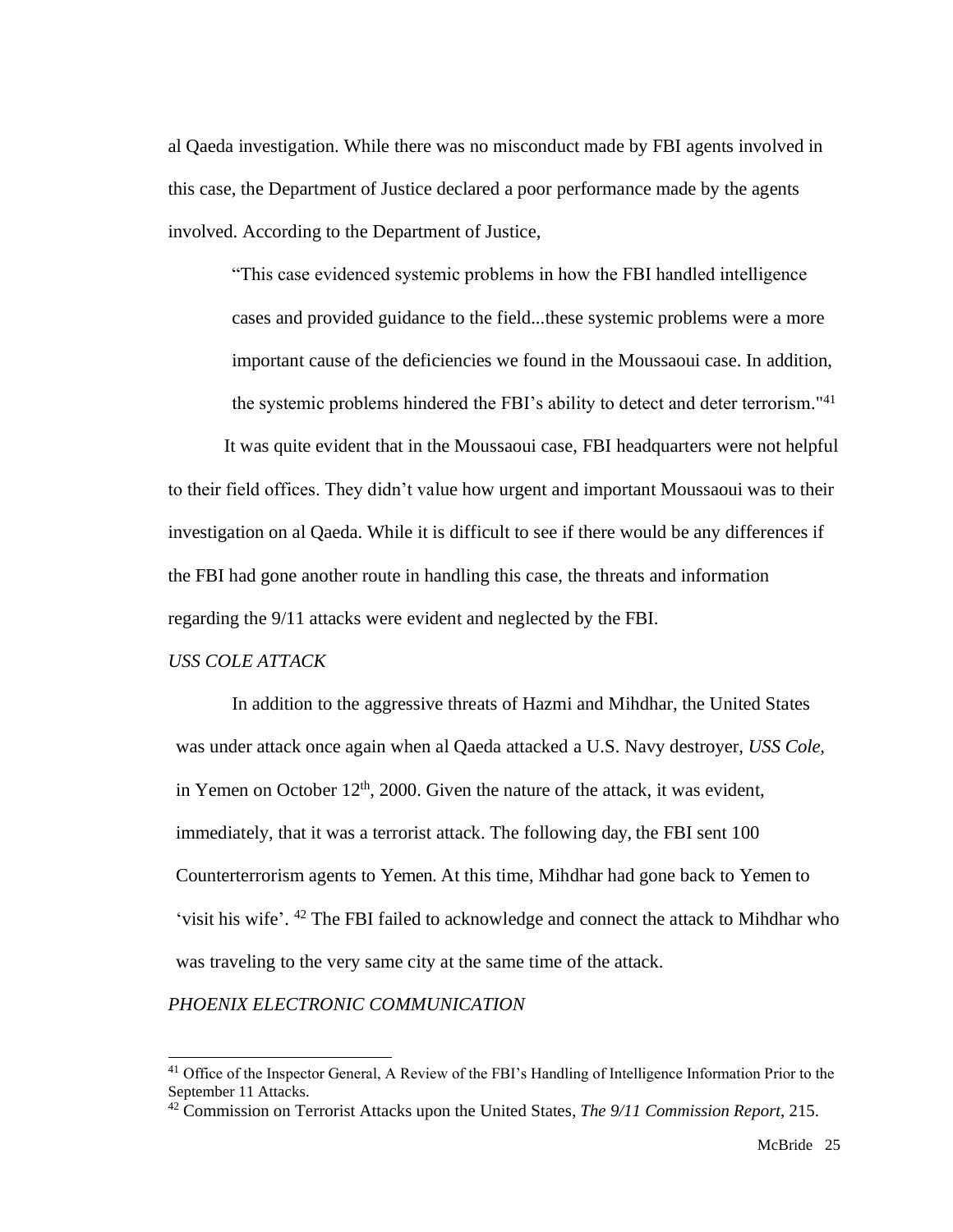al Qaeda investigation. While there was no misconduct made by FBI agents involved in this case, the Department of Justice declared a poor performance made by the agents involved. According to the Department of Justice,

> "This case evidenced systemic problems in how the FBI handled intelligence cases and provided guidance to the field...these systemic problems were a more important cause of the deficiencies we found in the Moussaoui case. In addition, the systemic problems hindered the FBI's ability to detect and deter terrorism."[41]

It was quite evident that in the Moussaoui case, FBI headquarters were not helpful to their field offices. They didn't value how urgent and important Moussaoui was to their investigation on al Qaeda. While it is difficult to see if there would be any differences if the FBI had gone another route in handling this case, the threats and information regarding the 9/11 attacks were evident and neglected by the FBI.

*USS COLE ATTACK*

In addition to the aggressive threats of Hazmi and Mihdhar, the United States was under attack once again when al Qaeda attacked a U.S. Navy destroyer, *USS Cole,* in Yemen on October 12th, 2000. Given the nature of the attack, it was evident, immediately, that it was a terrorist attack. The following day, the FBI sent 100 Counterterrorism agents to Yemen. At this time, Mihdhar had gone back to Yemen to 'visit his wife'. [42] The FBI failed to acknowledge and connect the attack to Mihdhar who was traveling to the very same city at the same time of the attack.

*PHOENIX ELECTRONIC COMMUNICATION*

---

[41] Office of the Inspector General, A Review of the FBI's Handling of Intelligence Information Prior to the September 11 Attacks.

[42] Commission on Terrorist Attacks upon the United States, *The 9/11 Commission Report,* 215.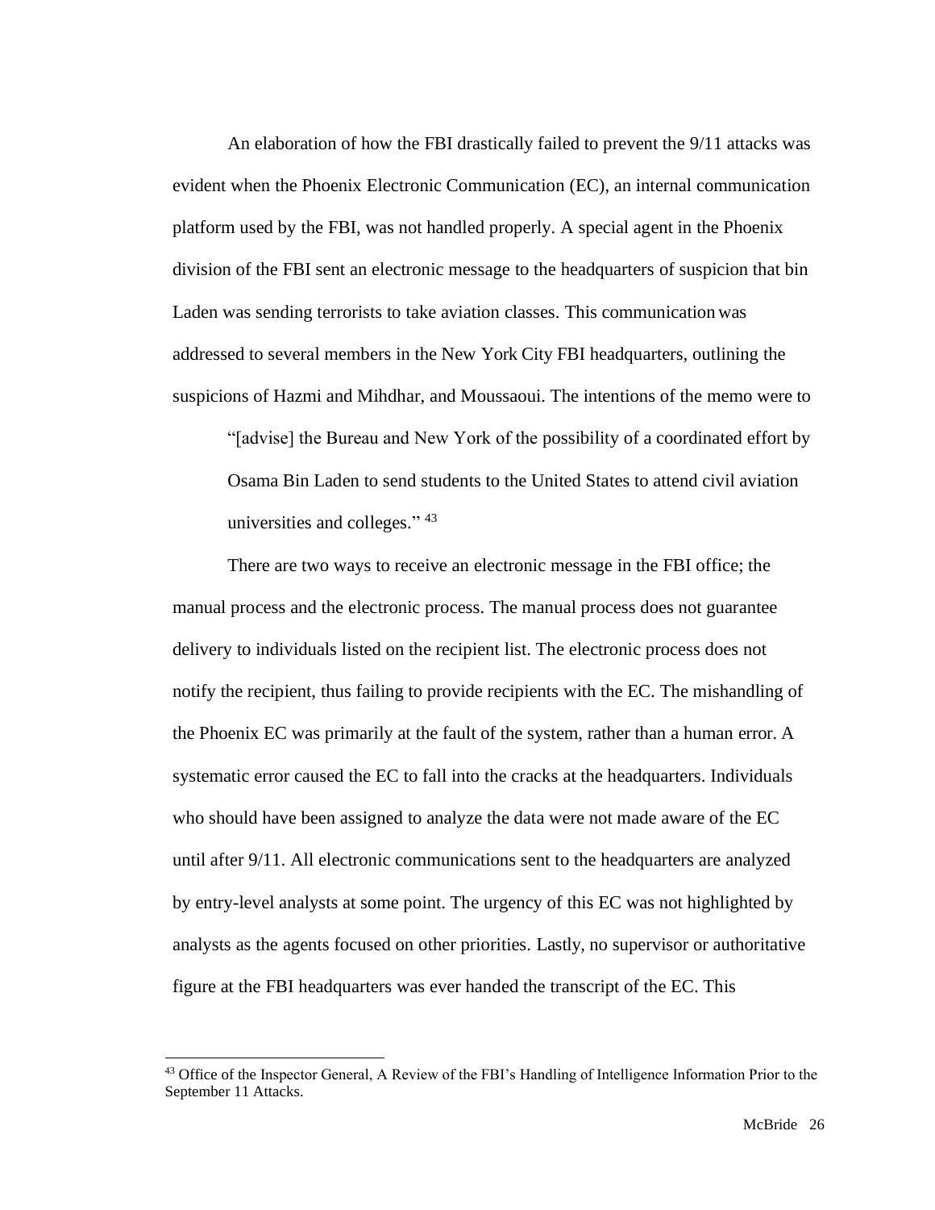An elaboration of how the FBI drastically failed to prevent the 9/11 attacks was evident when the Phoenix Electronic Communication (EC), an internal communication platform used by the FBI, was not handled properly. A special agent in the Phoenix division of the FBI sent an electronic message to the headquarters of suspicion that bin Laden was sending terrorists to take aviation classes. This communication was addressed to several members in the New York City FBI headquarters, outlining the suspicions of Hazmi and Mihdhar, and Moussaoui. The intentions of the memo were to

> "[advise] the Bureau and New York of the possibility of a coordinated effort by Osama Bin Laden to send students to the United States to attend civil aviation universities and colleges." [43]

There are two ways to receive an electronic message in the FBI office; the manual process and the electronic process. The manual process does not guarantee delivery to individuals listed on the recipient list. The electronic process does not notify the recipient, thus failing to provide recipients with the EC. The mishandling of the Phoenix EC was primarily at the fault of the system, rather than a human error. A systematic error caused the EC to fall into the cracks at the headquarters. Individuals who should have been assigned to analyze the data were not made aware of the EC until after 9/11. All electronic communications sent to the headquarters are analyzed by entry-level analysts at some point. The urgency of this EC was not highlighted by analysts as the agents focused on other priorities. Lastly, no supervisor or authoritative figure at the FBI headquarters was ever handed the transcript of the EC. This

[43] Office of the Inspector General, A Review of the FBI's Handling of Intelligence Information Prior to the September 11 Attacks.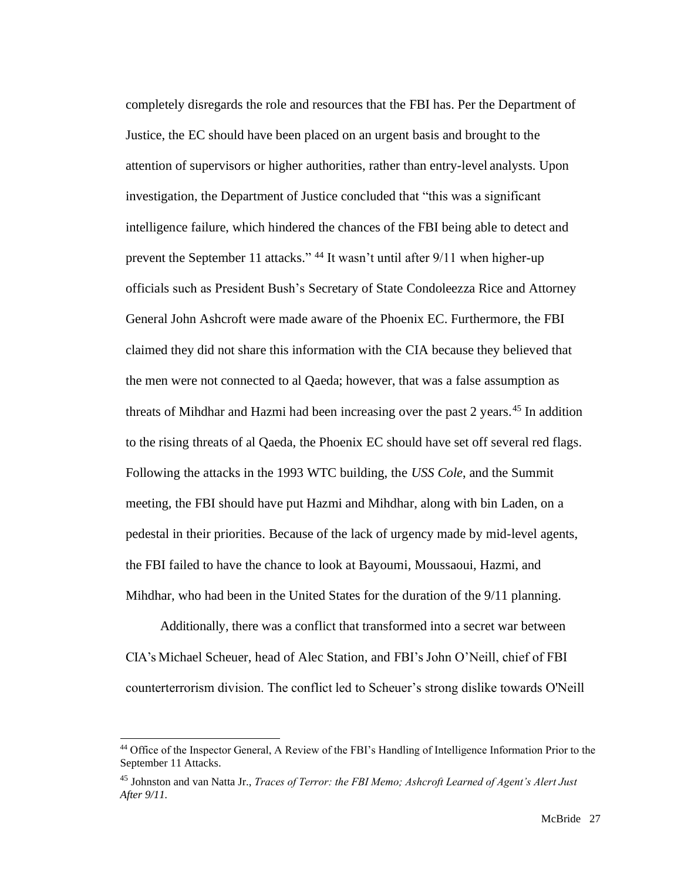completely disregards the role and resources that the FBI has. Per the Department of Justice, the EC should have been placed on an urgent basis and brought to the attention of supervisors or higher authorities, rather than entry-level analysts. Upon investigation, the Department of Justice concluded that "this was a significant intelligence failure, which hindered the chances of the FBI being able to detect and prevent the September 11 attacks." [44] It wasn't until after 9/11 when higher-up officials such as President Bush's Secretary of State Condoleezza Rice and Attorney General John Ashcroft were made aware of the Phoenix EC. Furthermore, the FBI claimed they did not share this information with the CIA because they believed that the men were not connected to al Qaeda; however, that was a false assumption as threats of Mihdhar and Hazmi had been increasing over the past 2 years.[45] In addition to the rising threats of al Qaeda, the Phoenix EC should have set off several red flags. Following the attacks in the 1993 WTC building, the *USS Cole*, and the Summit meeting, the FBI should have put Hazmi and Mihdhar, along with bin Laden, on a pedestal in their priorities. Because of the lack of urgency made by mid-level agents, the FBI failed to have the chance to look at Bayoumi, Moussaoui, Hazmi, and Mihdhar, who had been in the United States for the duration of the 9/11 planning.

Additionally, there was a conflict that transformed into a secret war between CIA's Michael Scheuer, head of Alec Station, and FBI's John O'Neill, chief of FBI counterterrorism division. The conflict led to Scheuer's strong dislike towards O'Neill

---

[44] Office of the Inspector General, A Review of the FBI's Handling of Intelligence Information Prior to the September 11 Attacks.

[45] Johnston and van Natta Jr., *Traces of Terror: the FBI Memo; Ashcroft Learned of Agent's Alert Just After 9/11.*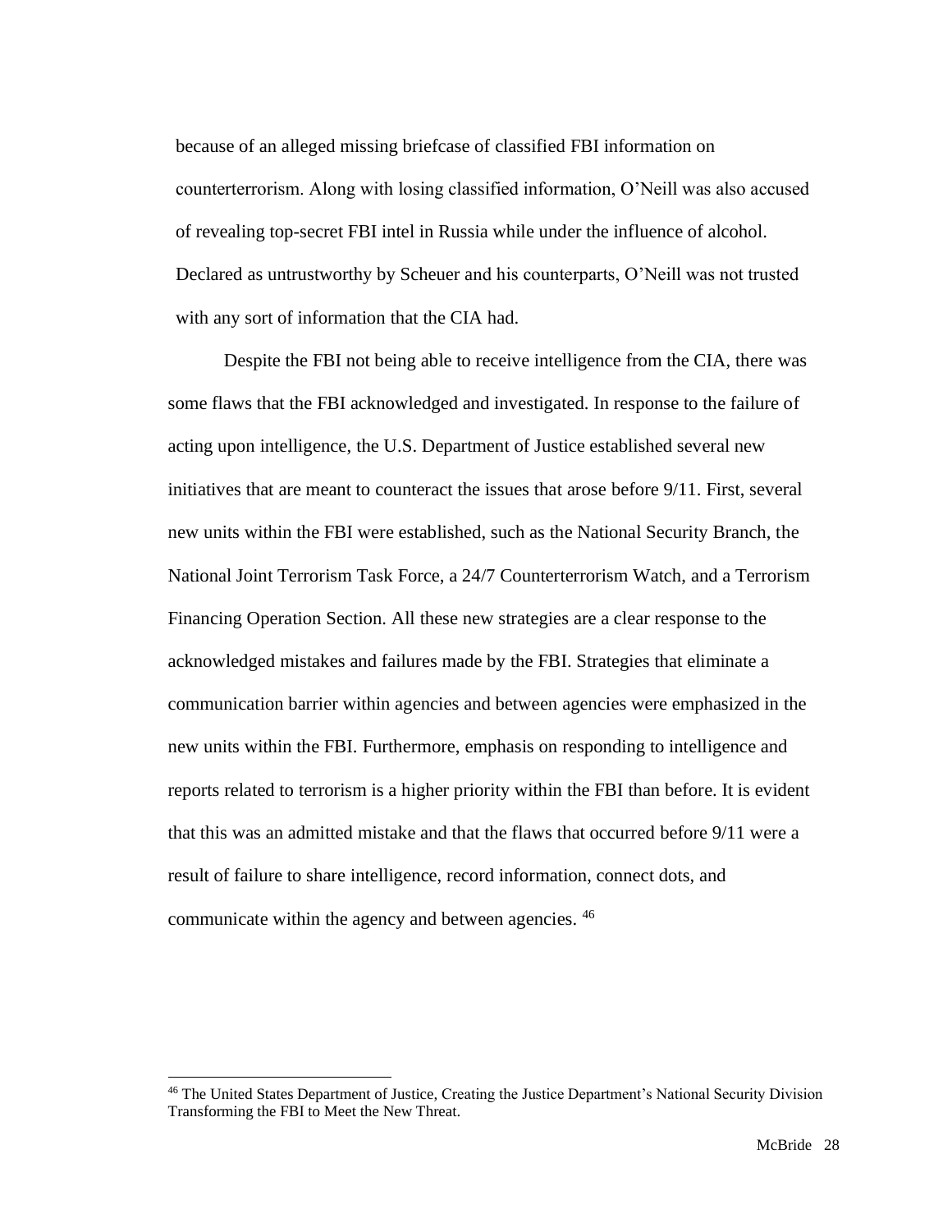because of an alleged missing briefcase of classified FBI information on counterterrorism. Along with losing classified information, O'Neill was also accused of revealing top-secret FBI intel in Russia while under the influence of alcohol. Declared as untrustworthy by Scheuer and his counterparts, O'Neill was not trusted with any sort of information that the CIA had.

Despite the FBI not being able to receive intelligence from the CIA, there was some flaws that the FBI acknowledged and investigated. In response to the failure of acting upon intelligence, the U.S. Department of Justice established several new initiatives that are meant to counteract the issues that arose before 9/11. First, several new units within the FBI were established, such as the National Security Branch, the National Joint Terrorism Task Force, a 24/7 Counterterrorism Watch, and a Terrorism Financing Operation Section. All these new strategies are a clear response to the acknowledged mistakes and failures made by the FBI. Strategies that eliminate a communication barrier within agencies and between agencies were emphasized in the new units within the FBI. Furthermore, emphasis on responding to intelligence and reports related to terrorism is a higher priority within the FBI than before. It is evident that this was an admitted mistake and that the flaws that occurred before 9/11 were a result of failure to share intelligence, record information, connect dots, and communicate within the agency and between agencies. [46]

---

[46] The United States Department of Justice, Creating the Justice Department's National Security Division Transforming the FBI to Meet the New Threat.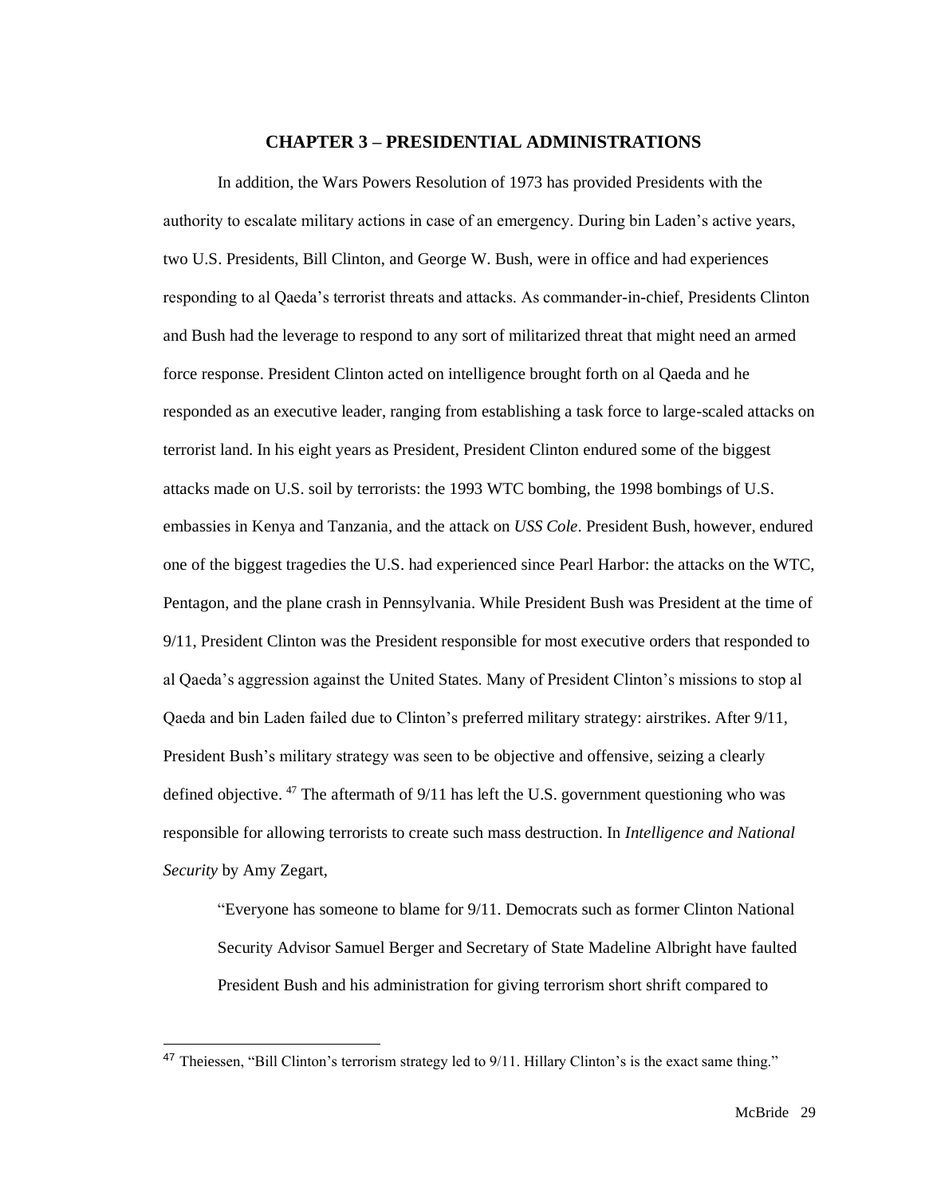# CHAPTER 3 – PRESIDENTIAL ADMINISTRATIONS

In addition, the Wars Powers Resolution of 1973 has provided Presidents with the authority to escalate military actions in case of an emergency. During bin Laden's active years, two U.S. Presidents, Bill Clinton, and George W. Bush, were in office and had experiences responding to al Qaeda's terrorist threats and attacks. As commander-in-chief, Presidents Clinton and Bush had the leverage to respond to any sort of militarized threat that might need an armed force response. President Clinton acted on intelligence brought forth on al Qaeda and he responded as an executive leader, ranging from establishing a task force to large-scaled attacks on terrorist land. In his eight years as President, President Clinton endured some of the biggest attacks made on U.S. soil by terrorists: the 1993 WTC bombing, the 1998 bombings of U.S. embassies in Kenya and Tanzania, and the attack on *USS Cole*. President Bush, however, endured one of the biggest tragedies the U.S. had experienced since Pearl Harbor: the attacks on the WTC, Pentagon, and the plane crash in Pennsylvania. While President Bush was President at the time of 9/11, President Clinton was the President responsible for most executive orders that responded to al Qaeda's aggression against the United States. Many of President Clinton's missions to stop al Qaeda and bin Laden failed due to Clinton's preferred military strategy: airstrikes. After 9/11, President Bush's military strategy was seen to be objective and offensive, seizing a clearly defined objective. [47] The aftermath of 9/11 has left the U.S. government questioning who was responsible for allowing terrorists to create such mass destruction. In *Intelligence and National Security* by Amy Zegart,

> "Everyone has someone to blame for 9/11. Democrats such as former Clinton National Security Advisor Samuel Berger and Secretary of State Madeline Albright have faulted President Bush and his administration for giving terrorism short shrift compared to

[47] Theiessen, "Bill Clinton's terrorism strategy led to 9/11. Hillary Clinton's is the exact same thing."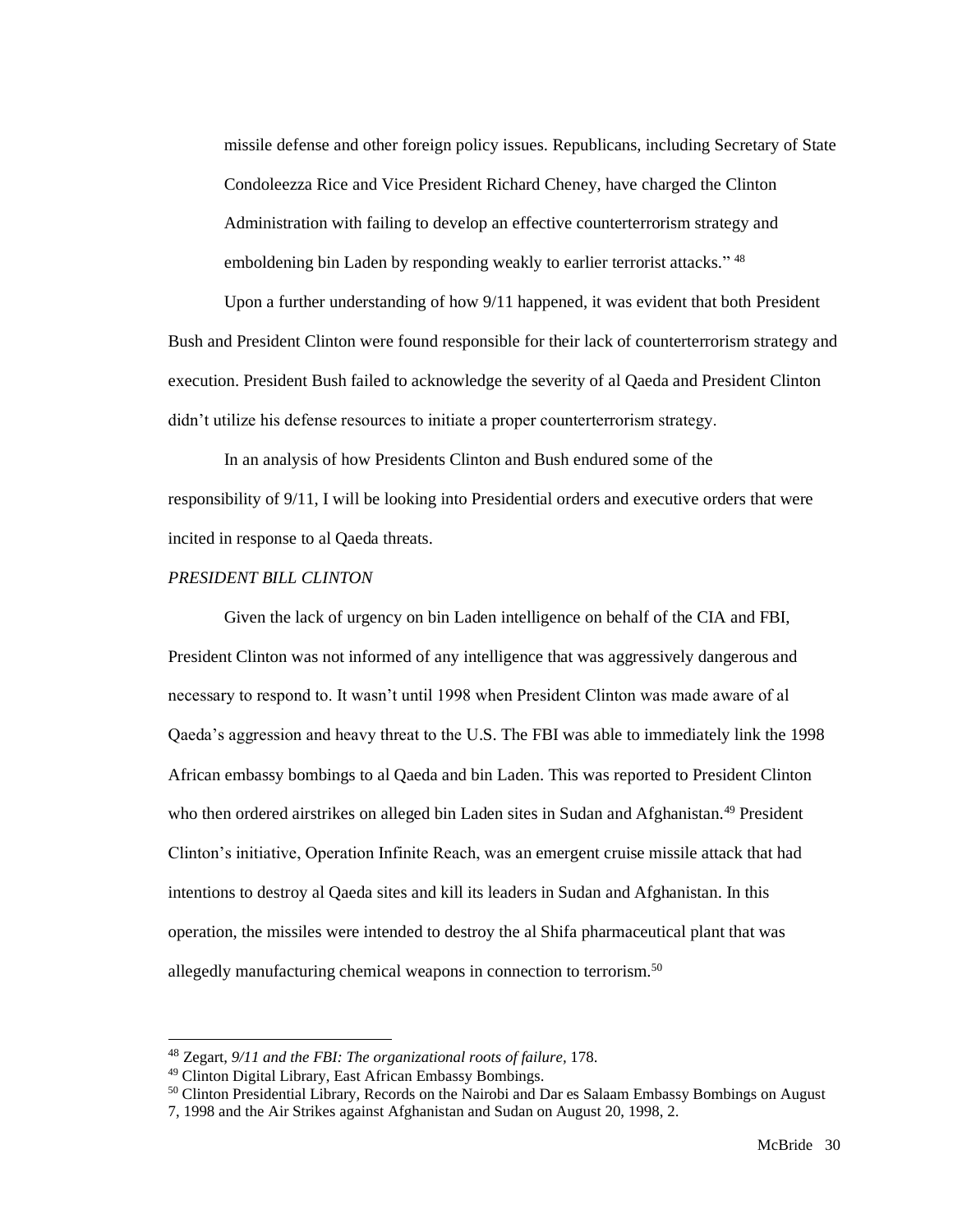missile defense and other foreign policy issues. Republicans, including Secretary of State Condoleezza Rice and Vice President Richard Cheney, have charged the Clinton Administration with failing to develop an effective counterterrorism strategy and emboldening bin Laden by responding weakly to earlier terrorist attacks." [48]

Upon a further understanding of how 9/11 happened, it was evident that both President Bush and President Clinton were found responsible for their lack of counterterrorism strategy and execution. President Bush failed to acknowledge the severity of al Qaeda and President Clinton didn't utilize his defense resources to initiate a proper counterterrorism strategy.

In an analysis of how Presidents Clinton and Bush endured some of the responsibility of 9/11, I will be looking into Presidential orders and executive orders that were incited in response to al Qaeda threats.

*PRESIDENT BILL CLINTON*

Given the lack of urgency on bin Laden intelligence on behalf of the CIA and FBI, President Clinton was not informed of any intelligence that was aggressively dangerous and necessary to respond to. It wasn't until 1998 when President Clinton was made aware of al Qaeda's aggression and heavy threat to the U.S. The FBI was able to immediately link the 1998 African embassy bombings to al Qaeda and bin Laden. This was reported to President Clinton who then ordered airstrikes on alleged bin Laden sites in Sudan and Afghanistan.[49] President Clinton's initiative, Operation Infinite Reach, was an emergent cruise missile attack that had intentions to destroy al Qaeda sites and kill its leaders in Sudan and Afghanistan. In this operation, the missiles were intended to destroy the al Shifa pharmaceutical plant that was allegedly manufacturing chemical weapons in connection to terrorism.[50]

---

[48] Zegart, *9/11 and the FBI: The organizational roots of failure*, 178.

[49] Clinton Digital Library, East African Embassy Bombings.

[50] Clinton Presidential Library, Records on the Nairobi and Dar es Salaam Embassy Bombings on August 7, 1998 and the Air Strikes against Afghanistan and Sudan on August 20, 1998, 2.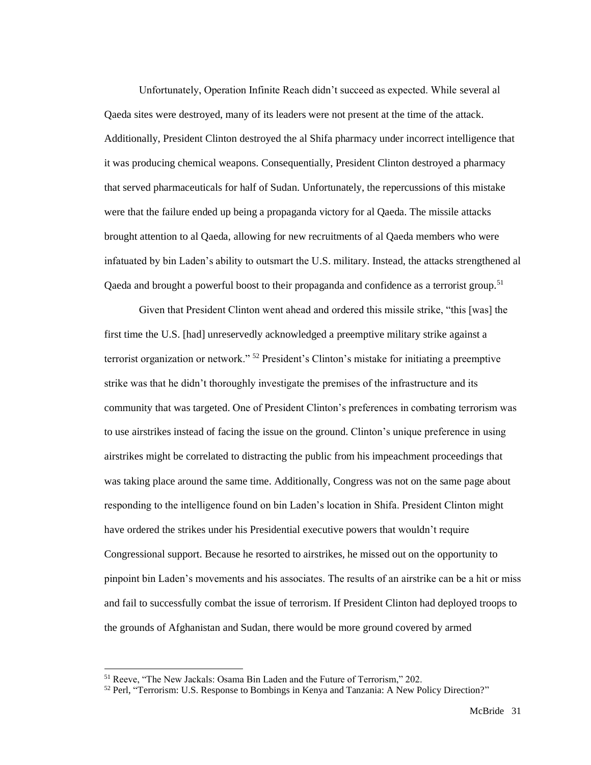Unfortunately, Operation Infinite Reach didn't succeed as expected. While several al Qaeda sites were destroyed, many of its leaders were not present at the time of the attack. Additionally, President Clinton destroyed the al Shifa pharmacy under incorrect intelligence that it was producing chemical weapons. Consequentially, President Clinton destroyed a pharmacy that served pharmaceuticals for half of Sudan. Unfortunately, the repercussions of this mistake were that the failure ended up being a propaganda victory for al Qaeda. The missile attacks brought attention to al Qaeda, allowing for new recruitments of al Qaeda members who were infatuated by bin Laden's ability to outsmart the U.S. military. Instead, the attacks strengthened al Qaeda and brought a powerful boost to their propaganda and confidence as a terrorist group.[51]

Given that President Clinton went ahead and ordered this missile strike, "this [was] the first time the U.S. [had] unreservedly acknowledged a preemptive military strike against a terrorist organization or network." [52] President's Clinton's mistake for initiating a preemptive strike was that he didn't thoroughly investigate the premises of the infrastructure and its community that was targeted. One of President Clinton's preferences in combating terrorism was to use airstrikes instead of facing the issue on the ground. Clinton's unique preference in using airstrikes might be correlated to distracting the public from his impeachment proceedings that was taking place around the same time. Additionally, Congress was not on the same page about responding to the intelligence found on bin Laden's location in Shifa. President Clinton might have ordered the strikes under his Presidential executive powers that wouldn't require Congressional support. Because he resorted to airstrikes, he missed out on the opportunity to pinpoint bin Laden's movements and his associates. The results of an airstrike can be a hit or miss and fail to successfully combat the issue of terrorism. If President Clinton had deployed troops to the grounds of Afghanistan and Sudan, there would be more ground covered by armed

---

[51] Reeve, "The New Jackals: Osama Bin Laden and the Future of Terrorism," 202.

[52] Perl, "Terrorism: U.S. Response to Bombings in Kenya and Tanzania: A New Policy Direction?"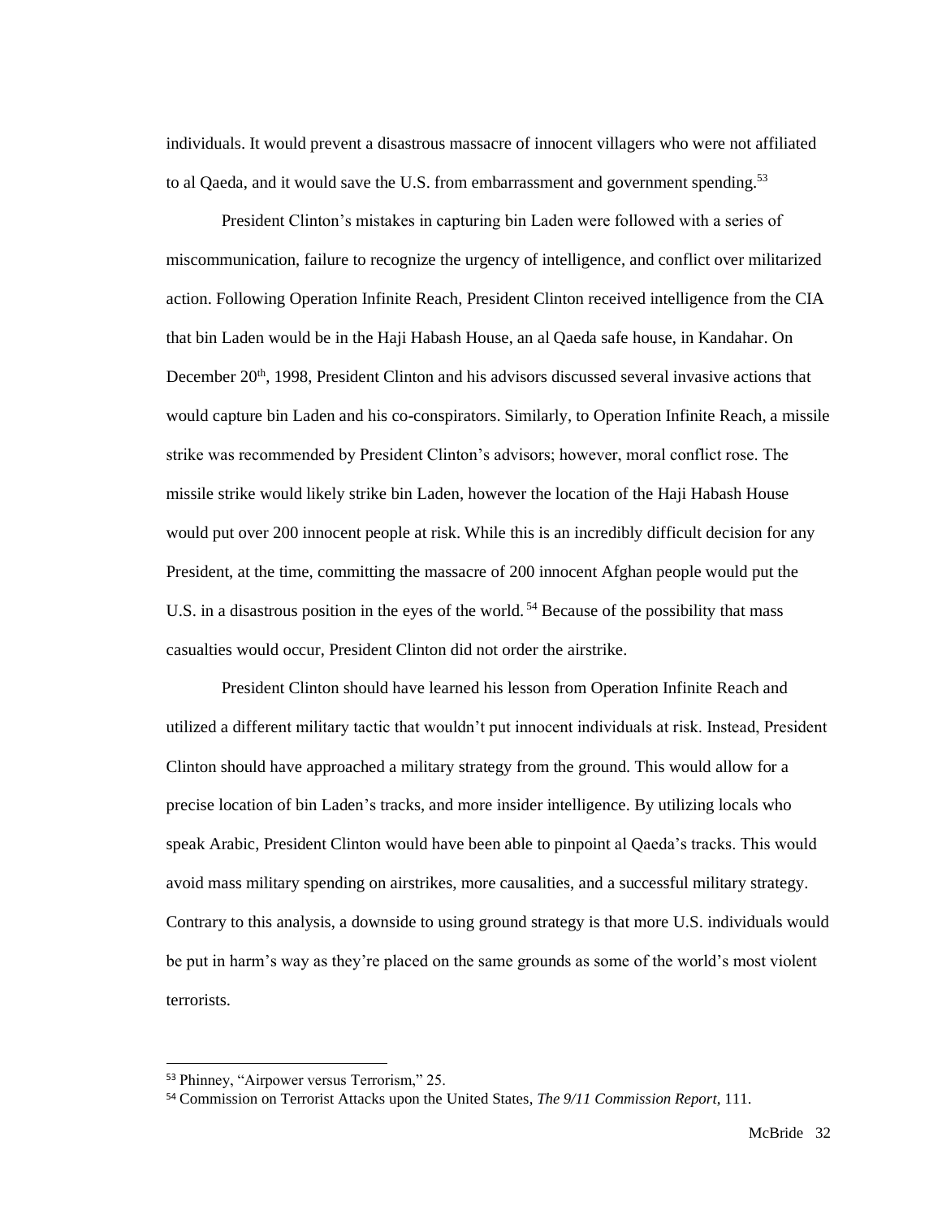individuals. It would prevent a disastrous massacre of innocent villagers who were not affiliated to al Qaeda, and it would save the U.S. from embarrassment and government spending.[53]

President Clinton's mistakes in capturing bin Laden were followed with a series of miscommunication, failure to recognize the urgency of intelligence, and conflict over militarized action. Following Operation Infinite Reach, President Clinton received intelligence from the CIA that bin Laden would be in the Haji Habash House, an al Qaeda safe house, in Kandahar. On December 20th, 1998, President Clinton and his advisors discussed several invasive actions that would capture bin Laden and his co-conspirators. Similarly, to Operation Infinite Reach, a missile strike was recommended by President Clinton's advisors; however, moral conflict rose. The missile strike would likely strike bin Laden, however the location of the Haji Habash House would put over 200 innocent people at risk. While this is an incredibly difficult decision for any President, at the time, committing the massacre of 200 innocent Afghan people would put the U.S. in a disastrous position in the eyes of the world.[54] Because of the possibility that mass casualties would occur, President Clinton did not order the airstrike.

President Clinton should have learned his lesson from Operation Infinite Reach and utilized a different military tactic that wouldn't put innocent individuals at risk. Instead, President Clinton should have approached a military strategy from the ground. This would allow for a precise location of bin Laden's tracks, and more insider intelligence. By utilizing locals who speak Arabic, President Clinton would have been able to pinpoint al Qaeda's tracks. This would avoid mass military spending on airstrikes, more causalities, and a successful military strategy. Contrary to this analysis, a downside to using ground strategy is that more U.S. individuals would be put in harm's way as they're placed on the same grounds as some of the world's most violent terrorists.

---

[53] Phinney, "Airpower versus Terrorism," 25.

[54] Commission on Terrorist Attacks upon the United States, *The 9/11 Commission Report*, 111.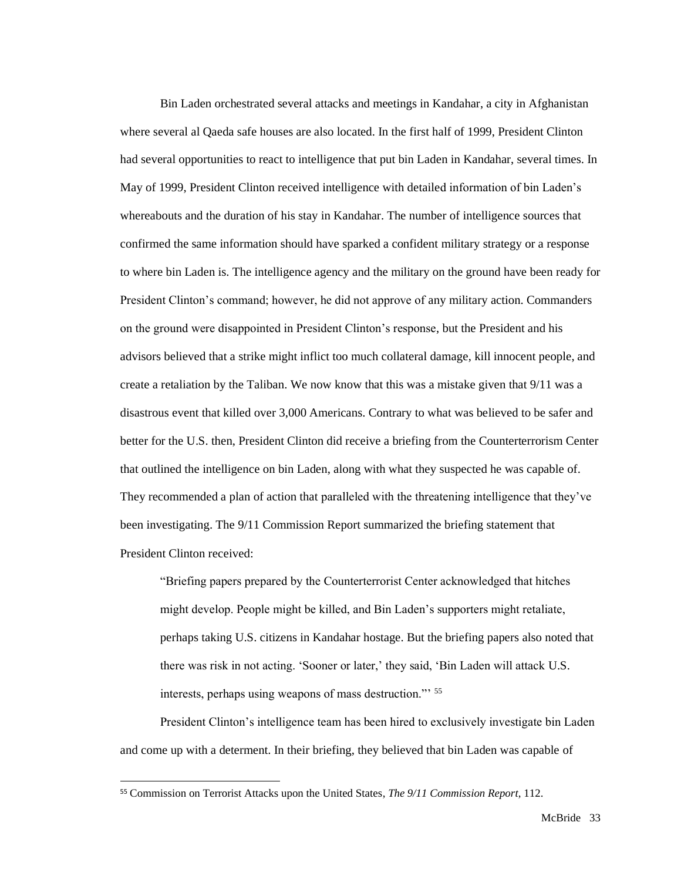Bin Laden orchestrated several attacks and meetings in Kandahar, a city in Afghanistan where several al Qaeda safe houses are also located. In the first half of 1999, President Clinton had several opportunities to react to intelligence that put bin Laden in Kandahar, several times. In May of 1999, President Clinton received intelligence with detailed information of bin Laden's whereabouts and the duration of his stay in Kandahar. The number of intelligence sources that confirmed the same information should have sparked a confident military strategy or a response to where bin Laden is. The intelligence agency and the military on the ground have been ready for President Clinton's command; however, he did not approve of any military action. Commanders on the ground were disappointed in President Clinton's response, but the President and his advisors believed that a strike might inflict too much collateral damage, kill innocent people, and create a retaliation by the Taliban. We now know that this was a mistake given that 9/11 was a disastrous event that killed over 3,000 Americans. Contrary to what was believed to be safer and better for the U.S. then, President Clinton did receive a briefing from the Counterterrorism Center that outlined the intelligence on bin Laden, along with what they suspected he was capable of. They recommended a plan of action that paralleled with the threatening intelligence that they've been investigating. The 9/11 Commission Report summarized the briefing statement that President Clinton received:

> "Briefing papers prepared by the Counterterrorist Center acknowledged that hitches might develop. People might be killed, and Bin Laden's supporters might retaliate, perhaps taking U.S. citizens in Kandahar hostage. But the briefing papers also noted that there was risk in not acting. 'Sooner or later,' they said, 'Bin Laden will attack U.S. interests, perhaps using weapons of mass destruction."' [55]

President Clinton's intelligence team has been hired to exclusively investigate bin Laden and come up with a determent. In their briefing, they believed that bin Laden was capable of

---

[55] Commission on Terrorist Attacks upon the United States, *The 9/11 Commission Report*, 112.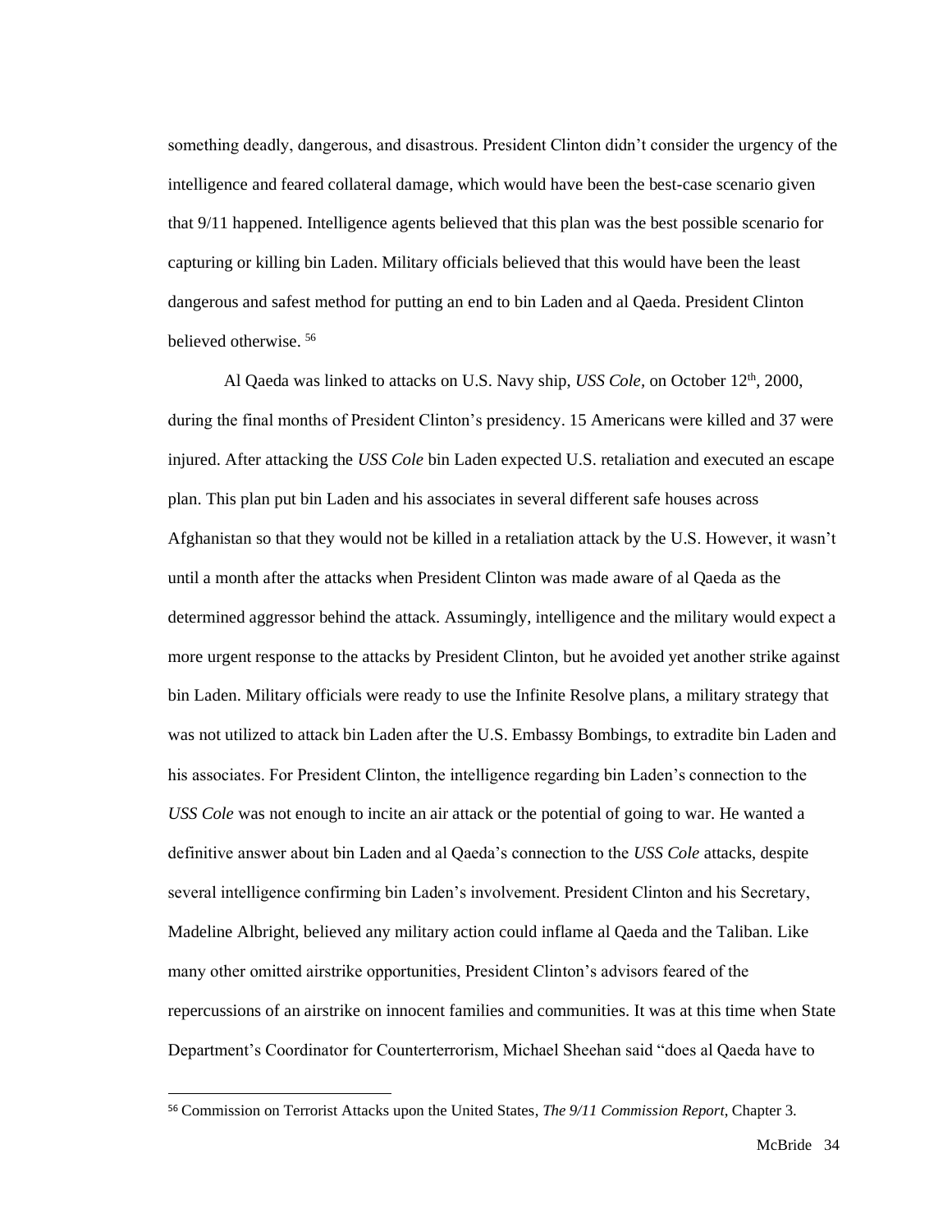something deadly, dangerous, and disastrous. President Clinton didn't consider the urgency of the intelligence and feared collateral damage, which would have been the best-case scenario given that 9/11 happened. Intelligence agents believed that this plan was the best possible scenario for capturing or killing bin Laden. Military officials believed that this would have been the least dangerous and safest method for putting an end to bin Laden and al Qaeda. President Clinton believed otherwise. [56]

Al Qaeda was linked to attacks on U.S. Navy ship, *USS Cole,* on October 12th, 2000, during the final months of President Clinton's presidency. 15 Americans were killed and 37 were injured. After attacking the *USS Cole* bin Laden expected U.S. retaliation and executed an escape plan. This plan put bin Laden and his associates in several different safe houses across Afghanistan so that they would not be killed in a retaliation attack by the U.S. However, it wasn't until a month after the attacks when President Clinton was made aware of al Qaeda as the determined aggressor behind the attack. Assumingly, intelligence and the military would expect a more urgent response to the attacks by President Clinton, but he avoided yet another strike against bin Laden. Military officials were ready to use the Infinite Resolve plans, a military strategy that was not utilized to attack bin Laden after the U.S. Embassy Bombings, to extradite bin Laden and his associates. For President Clinton, the intelligence regarding bin Laden's connection to the *USS Cole* was not enough to incite an air attack or the potential of going to war. He wanted a definitive answer about bin Laden and al Qaeda's connection to the *USS Cole* attacks, despite several intelligence confirming bin Laden's involvement. President Clinton and his Secretary, Madeline Albright, believed any military action could inflame al Qaeda and the Taliban. Like many other omitted airstrike opportunities, President Clinton's advisors feared of the repercussions of an airstrike on innocent families and communities. It was at this time when State Department's Coordinator for Counterterrorism, Michael Sheehan said "does al Qaeda have to

[56] Commission on Terrorist Attacks upon the United States, *The 9/11 Commission Report*, Chapter 3.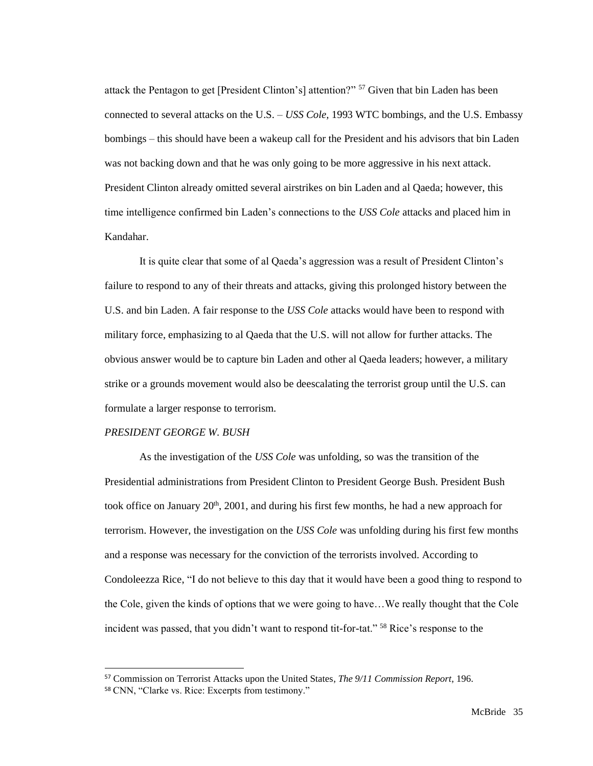attack the Pentagon to get [President Clinton's] attention?" [57] Given that bin Laden has been connected to several attacks on the U.S. – *USS Cole*, 1993 WTC bombings, and the U.S. Embassy bombings – this should have been a wakeup call for the President and his advisors that bin Laden was not backing down and that he was only going to be more aggressive in his next attack. President Clinton already omitted several airstrikes on bin Laden and al Qaeda; however, this time intelligence confirmed bin Laden's connections to the *USS Cole* attacks and placed him in Kandahar.

It is quite clear that some of al Qaeda's aggression was a result of President Clinton's failure to respond to any of their threats and attacks, giving this prolonged history between the U.S. and bin Laden. A fair response to the *USS Cole* attacks would have been to respond with military force, emphasizing to al Qaeda that the U.S. will not allow for further attacks. The obvious answer would be to capture bin Laden and other al Qaeda leaders; however, a military strike or a grounds movement would also be deescalating the terrorist group until the U.S. can formulate a larger response to terrorism.

*PRESIDENT GEORGE W. BUSH*

As the investigation of the *USS Cole* was unfolding, so was the transition of the Presidential administrations from President Clinton to President George Bush. President Bush took office on January 20th, 2001, and during his first few months, he had a new approach for terrorism. However, the investigation on the *USS Cole* was unfolding during his first few months and a response was necessary for the conviction of the terrorists involved. According to Condoleezza Rice, "I do not believe to this day that it would have been a good thing to respond to the Cole, given the kinds of options that we were going to have…We really thought that the Cole incident was passed, that you didn't want to respond tit-for-tat." [58] Rice's response to the

[57] Commission on Terrorist Attacks upon the United States, *The 9/11 Commission Report*, 196.

[58] CNN, "Clarke vs. Rice: Excerpts from testimony."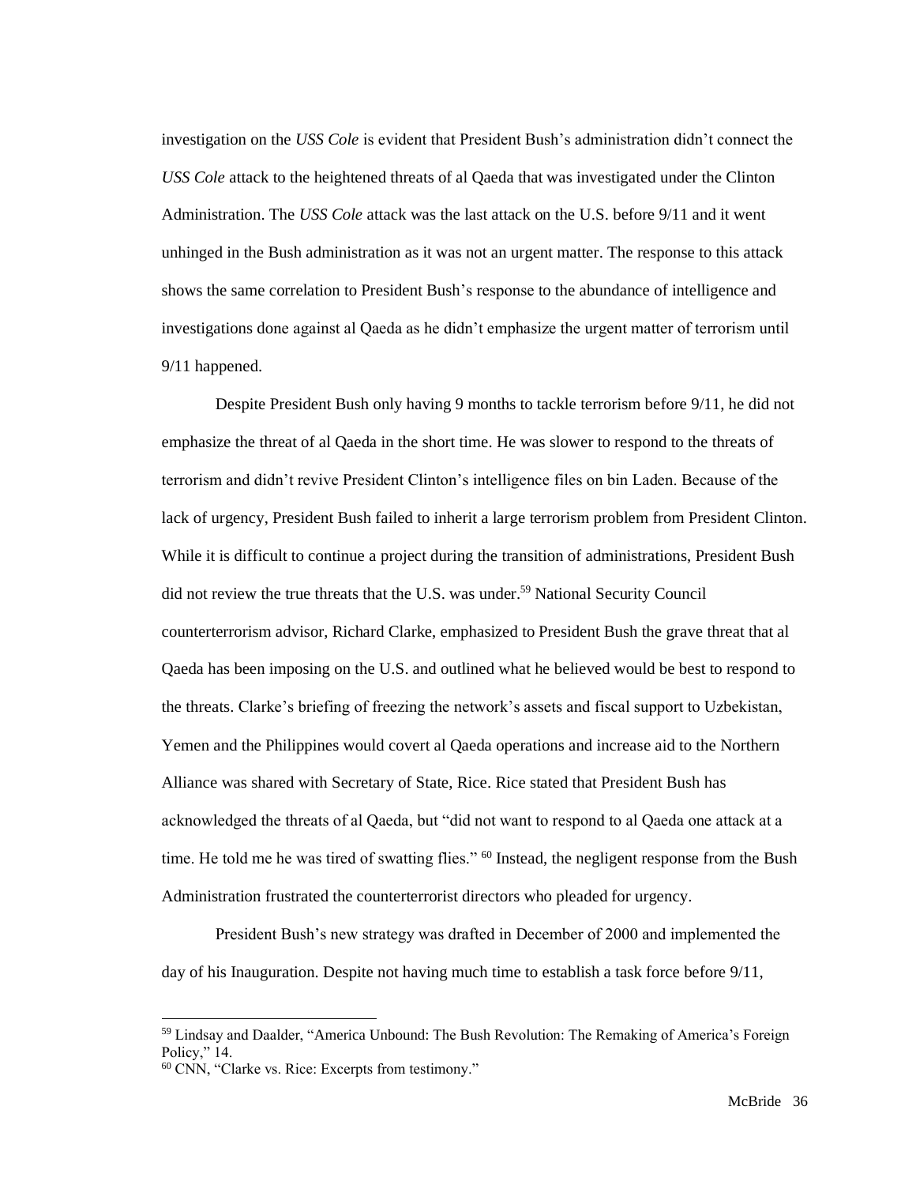investigation on the *USS Cole* is evident that President Bush's administration didn't connect the *USS Cole* attack to the heightened threats of al Qaeda that was investigated under the Clinton Administration. The *USS Cole* attack was the last attack on the U.S. before 9/11 and it went unhinged in the Bush administration as it was not an urgent matter. The response to this attack shows the same correlation to President Bush's response to the abundance of intelligence and investigations done against al Qaeda as he didn't emphasize the urgent matter of terrorism until 9/11 happened.

Despite President Bush only having 9 months to tackle terrorism before 9/11, he did not emphasize the threat of al Qaeda in the short time. He was slower to respond to the threats of terrorism and didn't revive President Clinton's intelligence files on bin Laden. Because of the lack of urgency, President Bush failed to inherit a large terrorism problem from President Clinton. While it is difficult to continue a project during the transition of administrations, President Bush did not review the true threats that the U.S. was under.[59] National Security Council counterterrorism advisor, Richard Clarke, emphasized to President Bush the grave threat that al Qaeda has been imposing on the U.S. and outlined what he believed would be best to respond to the threats. Clarke's briefing of freezing the network's assets and fiscal support to Uzbekistan, Yemen and the Philippines would covert al Qaeda operations and increase aid to the Northern Alliance was shared with Secretary of State, Rice. Rice stated that President Bush has acknowledged the threats of al Qaeda, but "did not want to respond to al Qaeda one attack at a time. He told me he was tired of swatting flies." [60] Instead, the negligent response from the Bush Administration frustrated the counterterrorist directors who pleaded for urgency.

President Bush's new strategy was drafted in December of 2000 and implemented the day of his Inauguration. Despite not having much time to establish a task force before 9/11,

---

[59] Lindsay and Daalder, "America Unbound: The Bush Revolution: The Remaking of America's Foreign Policy," 14.

[60] CNN, "Clarke vs. Rice: Excerpts from testimony."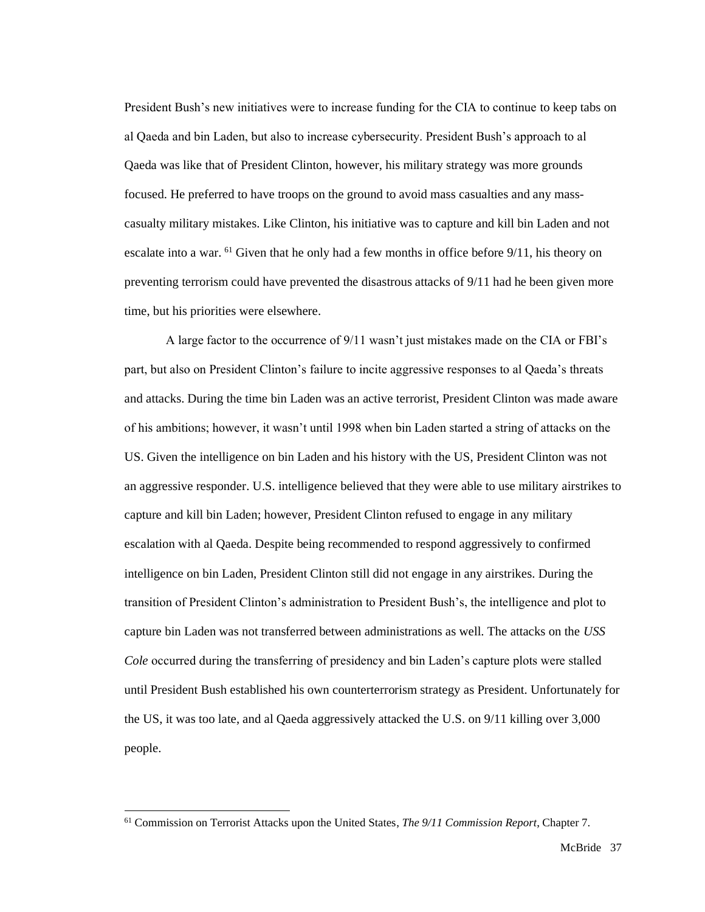President Bush's new initiatives were to increase funding for the CIA to continue to keep tabs on al Qaeda and bin Laden, but also to increase cybersecurity. President Bush's approach to al Qaeda was like that of President Clinton, however, his military strategy was more grounds focused. He preferred to have troops on the ground to avoid mass casualties and any mass-casualty military mistakes. Like Clinton, his initiative was to capture and kill bin Laden and not escalate into a war. [61] Given that he only had a few months in office before 9/11, his theory on preventing terrorism could have prevented the disastrous attacks of 9/11 had he been given more time, but his priorities were elsewhere.

A large factor to the occurrence of 9/11 wasn't just mistakes made on the CIA or FBI's part, but also on President Clinton's failure to incite aggressive responses to al Qaeda's threats and attacks. During the time bin Laden was an active terrorist, President Clinton was made aware of his ambitions; however, it wasn't until 1998 when bin Laden started a string of attacks on the US. Given the intelligence on bin Laden and his history with the US, President Clinton was not an aggressive responder. U.S. intelligence believed that they were able to use military airstrikes to capture and kill bin Laden; however, President Clinton refused to engage in any military escalation with al Qaeda. Despite being recommended to respond aggressively to confirmed intelligence on bin Laden, President Clinton still did not engage in any airstrikes. During the transition of President Clinton's administration to President Bush's, the intelligence and plot to capture bin Laden was not transferred between administrations as well. The attacks on the *USS Cole* occurred during the transferring of presidency and bin Laden's capture plots were stalled until President Bush established his own counterterrorism strategy as President. Unfortunately for the US, it was too late, and al Qaeda aggressively attacked the U.S. on 9/11 killing over 3,000 people.

---

[61] Commission on Terrorist Attacks upon the United States, *The 9/11 Commission Report*, Chapter 7.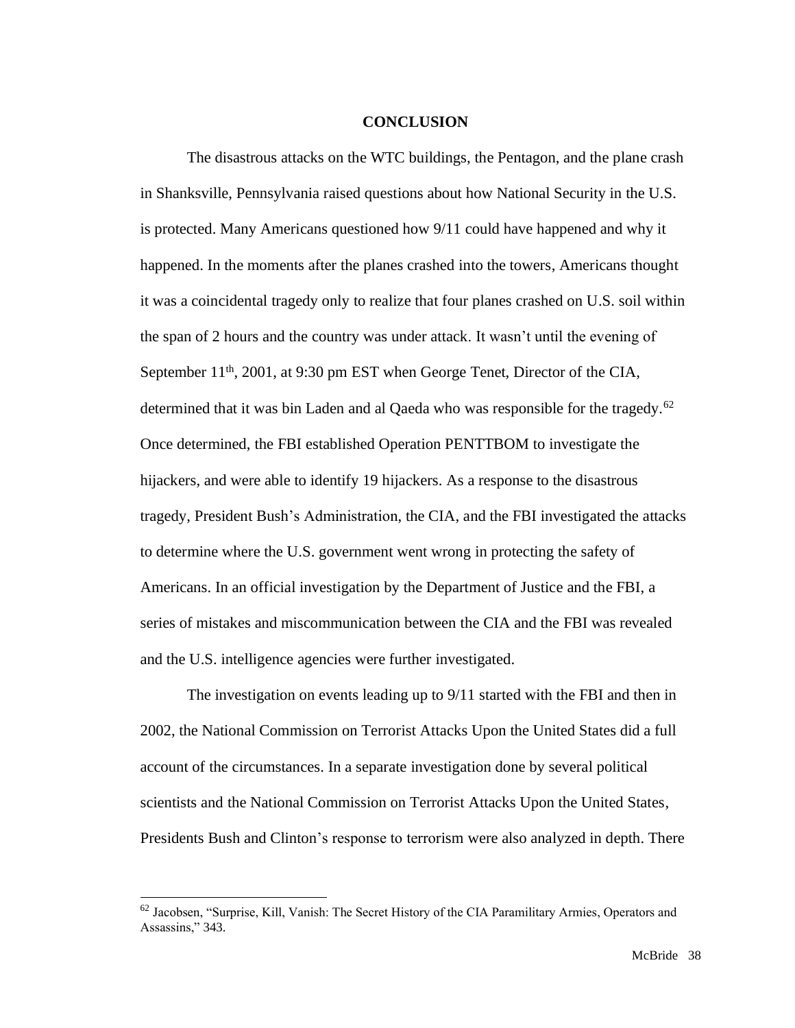## CONCLUSION

The disastrous attacks on the WTC buildings, the Pentagon, and the plane crash in Shanksville, Pennsylvania raised questions about how National Security in the U.S. is protected. Many Americans questioned how 9/11 could have happened and why it happened. In the moments after the planes crashed into the towers, Americans thought it was a coincidental tragedy only to realize that four planes crashed on U.S. soil within the span of 2 hours and the country was under attack. It wasn't until the evening of September 11th, 2001, at 9:30 pm EST when George Tenet, Director of the CIA, determined that it was bin Laden and al Qaeda who was responsible for the tragedy.[62] Once determined, the FBI established Operation PENTTBOM to investigate the hijackers, and were able to identify 19 hijackers. As a response to the disastrous tragedy, President Bush's Administration, the CIA, and the FBI investigated the attacks to determine where the U.S. government went wrong in protecting the safety of Americans. In an official investigation by the Department of Justice and the FBI, a series of mistakes and miscommunication between the CIA and the FBI was revealed and the U.S. intelligence agencies were further investigated.

The investigation on events leading up to 9/11 started with the FBI and then in 2002, the National Commission on Terrorist Attacks Upon the United States did a full account of the circumstances. In a separate investigation done by several political scientists and the National Commission on Terrorist Attacks Upon the United States, Presidents Bush and Clinton's response to terrorism were also analyzed in depth. There

[62] Jacobsen, "Surprise, Kill, Vanish: The Secret History of the CIA Paramilitary Armies, Operators and Assassins," 343.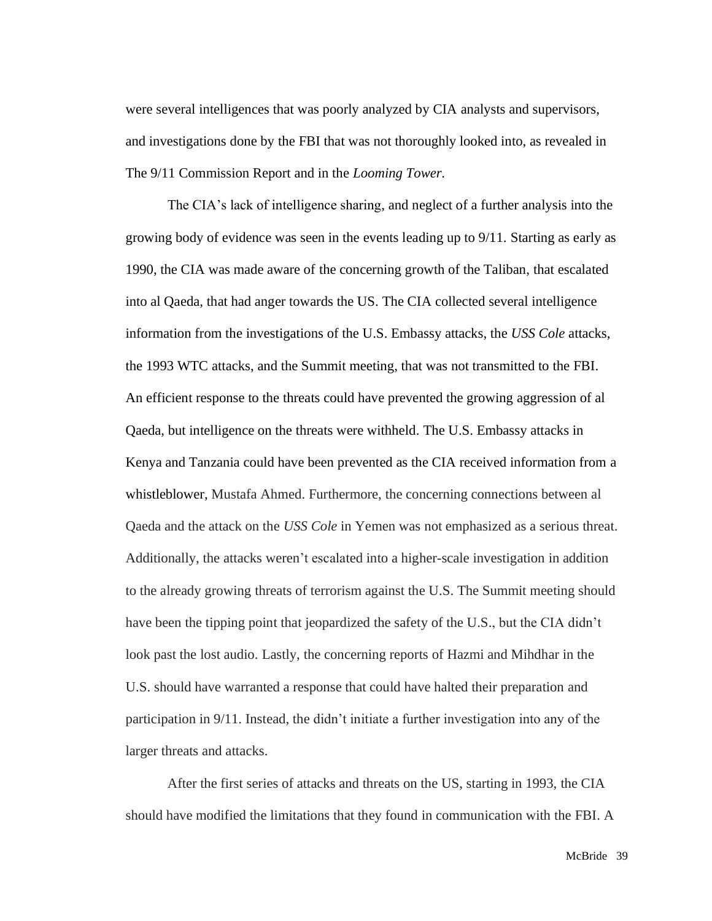were several intelligences that was poorly analyzed by CIA analysts and supervisors, and investigations done by the FBI that was not thoroughly looked into, as revealed in The 9/11 Commission Report and in the *Looming Tower.*

The CIA's lack of intelligence sharing, and neglect of a further analysis into the growing body of evidence was seen in the events leading up to 9/11. Starting as early as 1990, the CIA was made aware of the concerning growth of the Taliban, that escalated into al Qaeda, that had anger towards the US. The CIA collected several intelligence information from the investigations of the U.S. Embassy attacks, the *USS Cole* attacks, the 1993 WTC attacks, and the Summit meeting, that was not transmitted to the FBI. An efficient response to the threats could have prevented the growing aggression of al Qaeda, but intelligence on the threats were withheld. The U.S. Embassy attacks in Kenya and Tanzania could have been prevented as the CIA received information from a whistleblower, Mustafa Ahmed. Furthermore, the concerning connections between al Qaeda and the attack on the *USS Cole* in Yemen was not emphasized as a serious threat. Additionally, the attacks weren't escalated into a higher-scale investigation in addition to the already growing threats of terrorism against the U.S. The Summit meeting should have been the tipping point that jeopardized the safety of the U.S., but the CIA didn't look past the lost audio. Lastly, the concerning reports of Hazmi and Mihdhar in the U.S. should have warranted a response that could have halted their preparation and participation in 9/11. Instead, the didn't initiate a further investigation into any of the larger threats and attacks.

After the first series of attacks and threats on the US, starting in 1993, the CIA should have modified the limitations that they found in communication with the FBI. A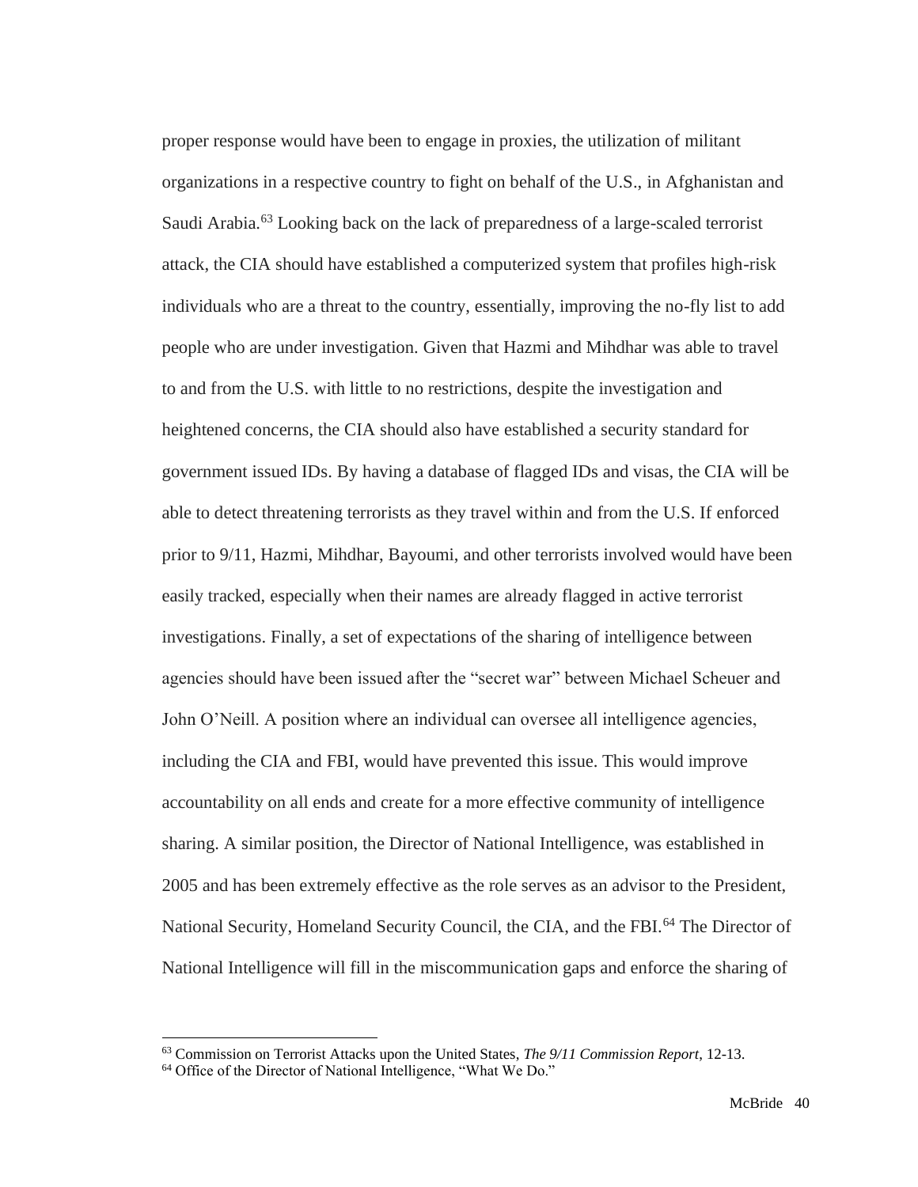proper response would have been to engage in proxies, the utilization of militant organizations in a respective country to fight on behalf of the U.S., in Afghanistan and Saudi Arabia.[63] Looking back on the lack of preparedness of a large-scaled terrorist attack, the CIA should have established a computerized system that profiles high-risk individuals who are a threat to the country, essentially, improving the no-fly list to add people who are under investigation. Given that Hazmi and Mihdhar was able to travel to and from the U.S. with little to no restrictions, despite the investigation and heightened concerns, the CIA should also have established a security standard for government issued IDs. By having a database of flagged IDs and visas, the CIA will be able to detect threatening terrorists as they travel within and from the U.S. If enforced prior to 9/11, Hazmi, Mihdhar, Bayoumi, and other terrorists involved would have been easily tracked, especially when their names are already flagged in active terrorist investigations. Finally, a set of expectations of the sharing of intelligence between agencies should have been issued after the "secret war" between Michael Scheuer and John O'Neill. A position where an individual can oversee all intelligence agencies, including the CIA and FBI, would have prevented this issue. This would improve accountability on all ends and create for a more effective community of intelligence sharing. A similar position, the Director of National Intelligence, was established in 2005 and has been extremely effective as the role serves as an advisor to the President, National Security, Homeland Security Council, the CIA, and the FBI.[64] The Director of National Intelligence will fill in the miscommunication gaps and enforce the sharing of

---

[63] Commission on Terrorist Attacks upon the United States, *The 9/11 Commission Report*, 12-13.

[64] Office of the Director of National Intelligence, "What We Do."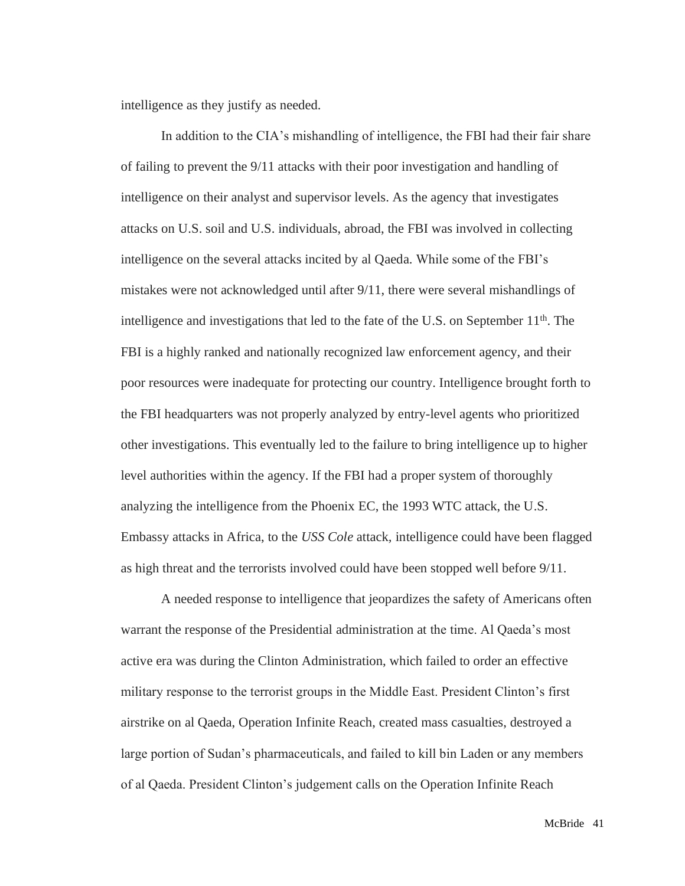intelligence as they justify as needed.

In addition to the CIA's mishandling of intelligence, the FBI had their fair share of failing to prevent the 9/11 attacks with their poor investigation and handling of intelligence on their analyst and supervisor levels. As the agency that investigates attacks on U.S. soil and U.S. individuals, abroad, the FBI was involved in collecting intelligence on the several attacks incited by al Qaeda. While some of the FBI's mistakes were not acknowledged until after 9/11, there were several mishandlings of intelligence and investigations that led to the fate of the U.S. on September 11th. The FBI is a highly ranked and nationally recognized law enforcement agency, and their poor resources were inadequate for protecting our country. Intelligence brought forth to the FBI headquarters was not properly analyzed by entry-level agents who prioritized other investigations. This eventually led to the failure to bring intelligence up to higher level authorities within the agency. If the FBI had a proper system of thoroughly analyzing the intelligence from the Phoenix EC, the 1993 WTC attack, the U.S. Embassy attacks in Africa, to the *USS Cole* attack, intelligence could have been flagged as high threat and the terrorists involved could have been stopped well before 9/11.

A needed response to intelligence that jeopardizes the safety of Americans often warrant the response of the Presidential administration at the time. Al Qaeda's most active era was during the Clinton Administration, which failed to order an effective military response to the terrorist groups in the Middle East. President Clinton's first airstrike on al Qaeda, Operation Infinite Reach, created mass casualties, destroyed a large portion of Sudan's pharmaceuticals, and failed to kill bin Laden or any members of al Qaeda. President Clinton's judgement calls on the Operation Infinite Reach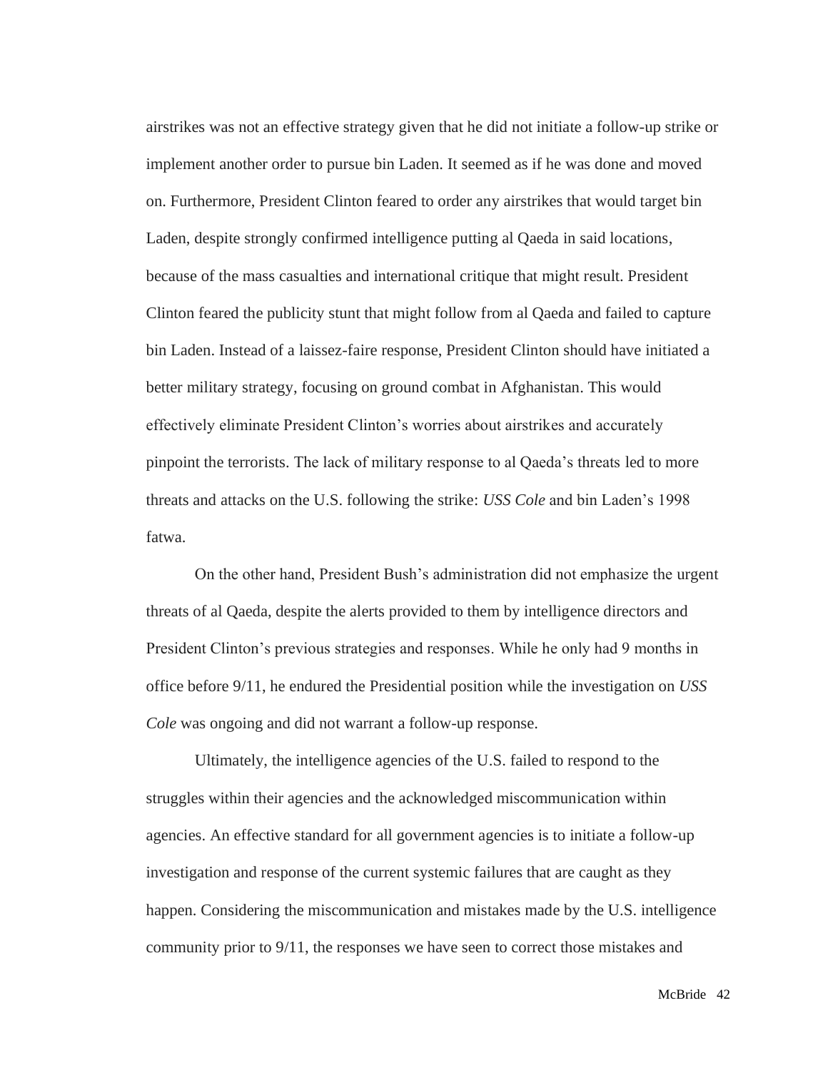airstrikes was not an effective strategy given that he did not initiate a follow-up strike or implement another order to pursue bin Laden. It seemed as if he was done and moved on. Furthermore, President Clinton feared to order any airstrikes that would target bin Laden, despite strongly confirmed intelligence putting al Qaeda in said locations, because of the mass casualties and international critique that might result. President Clinton feared the publicity stunt that might follow from al Qaeda and failed to capture bin Laden. Instead of a laissez-faire response, President Clinton should have initiated a better military strategy, focusing on ground combat in Afghanistan. This would effectively eliminate President Clinton's worries about airstrikes and accurately pinpoint the terrorists. The lack of military response to al Qaeda's threats led to more threats and attacks on the U.S. following the strike: *USS Cole* and bin Laden's 1998 fatwa.

On the other hand, President Bush's administration did not emphasize the urgent threats of al Qaeda, despite the alerts provided to them by intelligence directors and President Clinton's previous strategies and responses. While he only had 9 months in office before 9/11, he endured the Presidential position while the investigation on *USS Cole* was ongoing and did not warrant a follow-up response.

Ultimately, the intelligence agencies of the U.S. failed to respond to the struggles within their agencies and the acknowledged miscommunication within agencies. An effective standard for all government agencies is to initiate a follow-up investigation and response of the current systemic failures that are caught as they happen. Considering the miscommunication and mistakes made by the U.S. intelligence community prior to 9/11, the responses we have seen to correct those mistakes and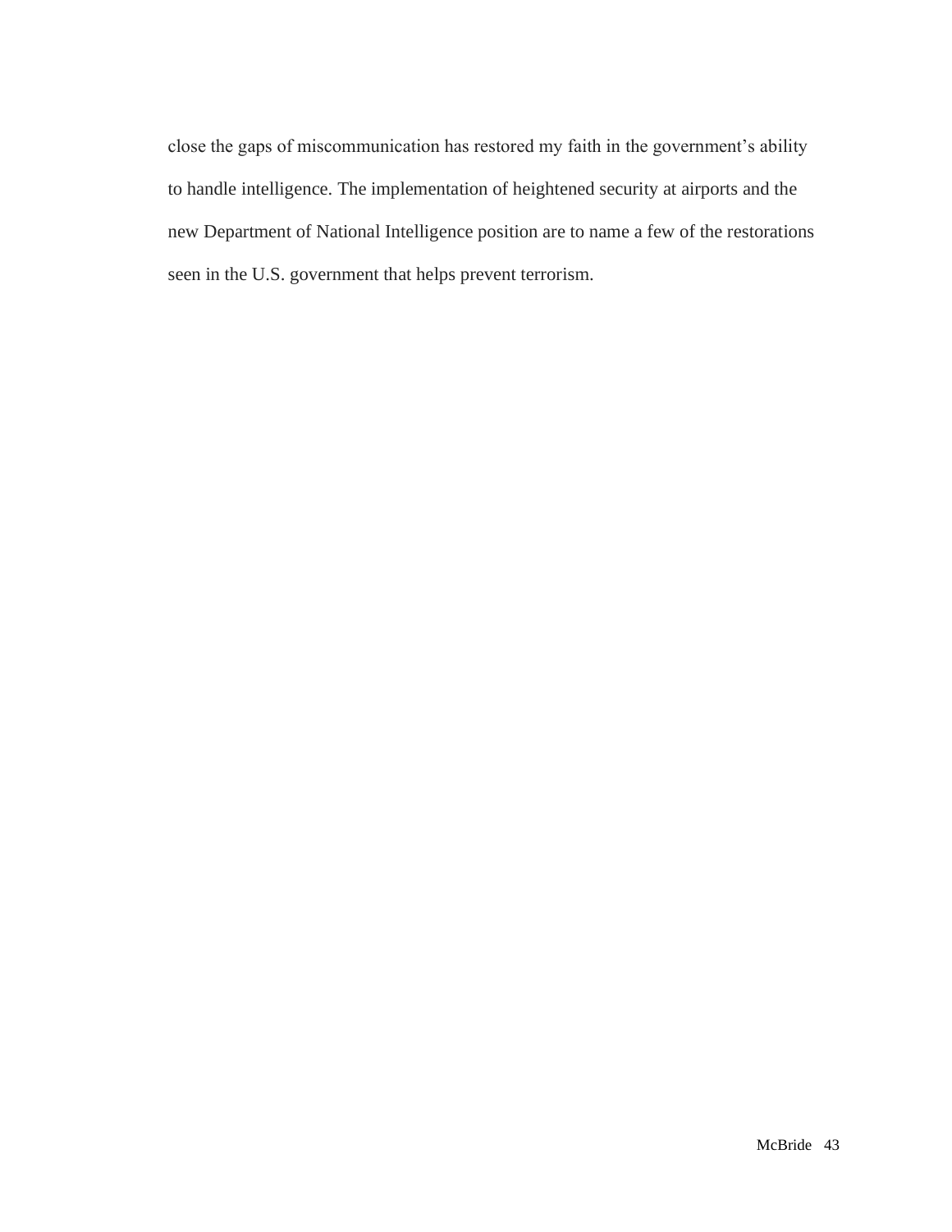close the gaps of miscommunication has restored my faith in the government's ability to handle intelligence. The implementation of heightened security at airports and the new Department of National Intelligence position are to name a few of the restorations seen in the U.S. government that helps prevent terrorism.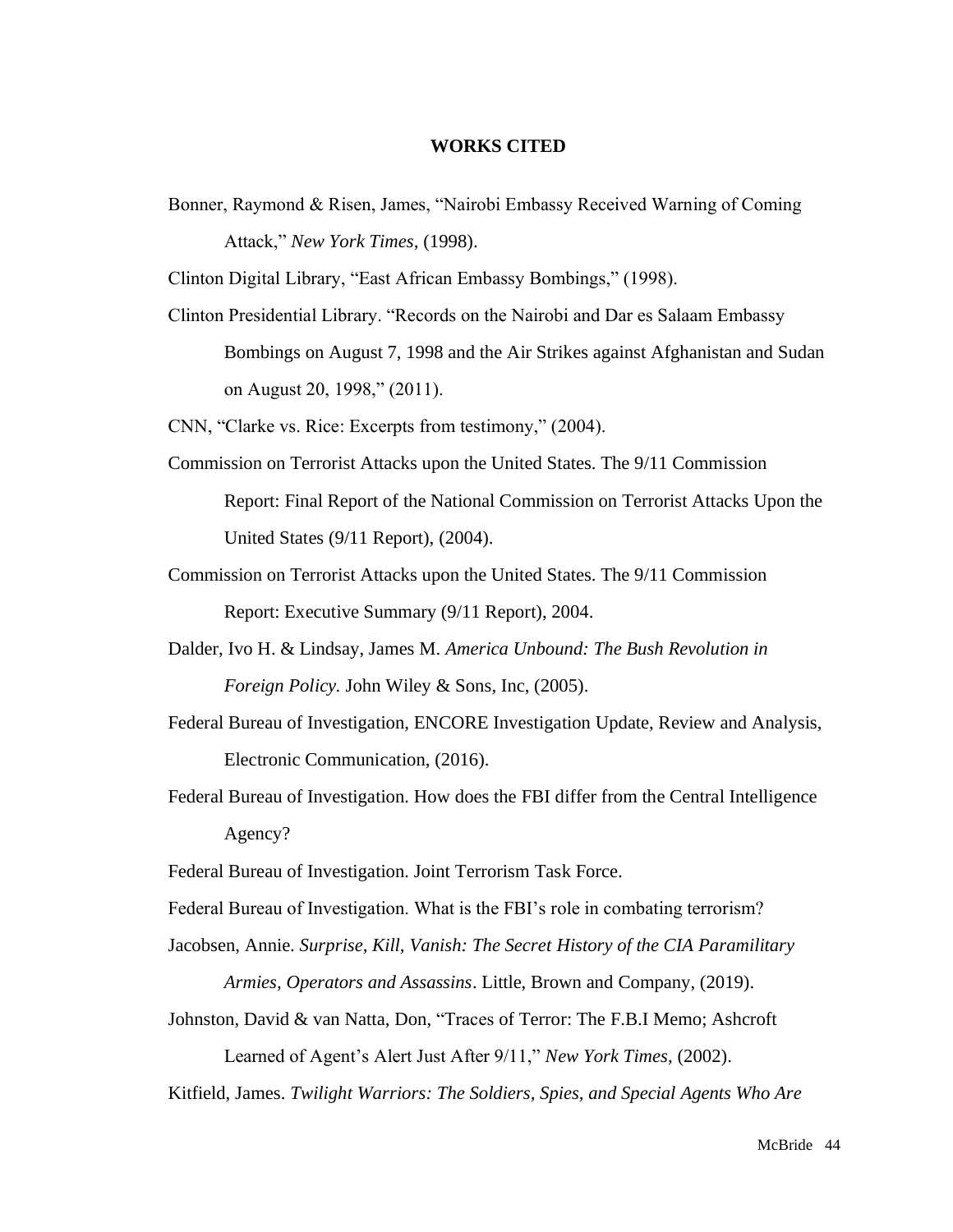**WORKS CITED**

Bonner, Raymond & Risen, James, "Nairobi Embassy Received Warning of Coming Attack," *New York Times,* (1998).

Clinton Digital Library, "East African Embassy Bombings," (1998).

Clinton Presidential Library. "Records on the Nairobi and Dar es Salaam Embassy Bombings on August 7, 1998 and the Air Strikes against Afghanistan and Sudan on August 20, 1998," (2011).

CNN, "Clarke vs. Rice: Excerpts from testimony," (2004).

Commission on Terrorist Attacks upon the United States. The 9/11 Commission Report: Final Report of the National Commission on Terrorist Attacks Upon the United States (9/11 Report), (2004).

Commission on Terrorist Attacks upon the United States. The 9/11 Commission Report: Executive Summary (9/11 Report), 2004.

Dalder, Ivo H. & Lindsay, James M. *America Unbound: The Bush Revolution in Foreign Policy.* John Wiley & Sons, Inc, (2005).

Federal Bureau of Investigation, ENCORE Investigation Update, Review and Analysis, Electronic Communication, (2016).

Federal Bureau of Investigation. How does the FBI differ from the Central Intelligence Agency?

Federal Bureau of Investigation. Joint Terrorism Task Force.

Federal Bureau of Investigation. What is the FBI's role in combating terrorism?

Jacobsen, Annie. *Surprise, Kill, Vanish: The Secret History of the CIA Paramilitary Armies, Operators and Assassins*. Little, Brown and Company, (2019).

Johnston, David & van Natta, Don, "Traces of Terror: The F.B.I Memo; Ashcroft Learned of Agent's Alert Just After 9/11," *New York Times,* (2002).

Kitfield, James. *Twilight Warriors: The Soldiers, Spies, and Special Agents Who Are*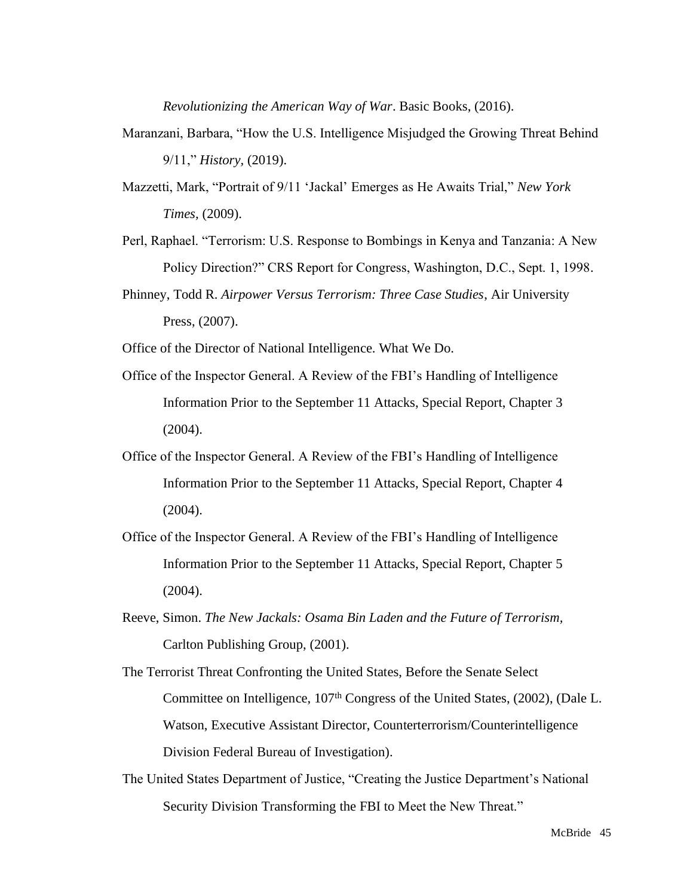*Revolutionizing the American Way of War*. Basic Books, (2016).

Maranzani, Barbara, "How the U.S. Intelligence Misjudged the Growing Threat Behind 9/11," *History*, (2019).

Mazzetti, Mark, "Portrait of 9/11 'Jackal' Emerges as He Awaits Trial," *New York Times,* (2009).

Perl, Raphael. "Terrorism: U.S. Response to Bombings in Kenya and Tanzania: A New Policy Direction?" CRS Report for Congress, Washington, D.C., Sept. 1, 1998.

Phinney, Todd R. *Airpower Versus Terrorism: Three Case Studies*, Air University Press, (2007).

Office of the Director of National Intelligence. What We Do.

Office of the Inspector General. A Review of the FBI's Handling of Intelligence Information Prior to the September 11 Attacks, Special Report, Chapter 3 (2004).

Office of the Inspector General. A Review of the FBI's Handling of Intelligence Information Prior to the September 11 Attacks, Special Report, Chapter 4 (2004).

Office of the Inspector General. A Review of the FBI's Handling of Intelligence Information Prior to the September 11 Attacks, Special Report, Chapter 5 (2004).

Reeve, Simon. *The New Jackals: Osama Bin Laden and the Future of Terrorism,* Carlton Publishing Group, (2001).

The Terrorist Threat Confronting the United States, Before the Senate Select Committee on Intelligence, 107th Congress of the United States, (2002), (Dale L. Watson, Executive Assistant Director, Counterterrorism/Counterintelligence Division Federal Bureau of Investigation).

The United States Department of Justice, "Creating the Justice Department's National Security Division Transforming the FBI to Meet the New Threat."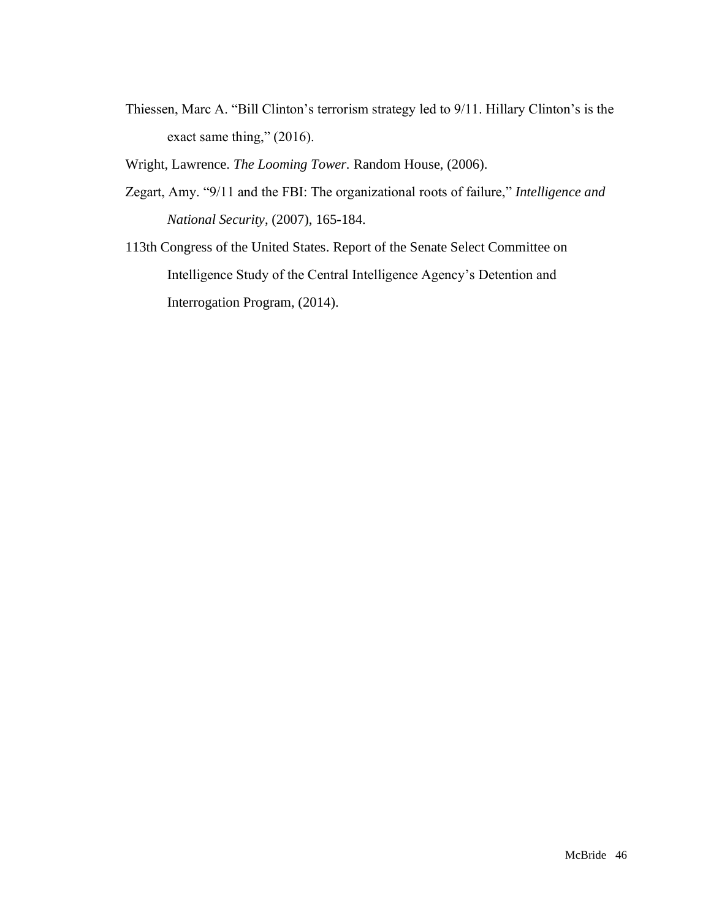Thiessen, Marc A. "Bill Clinton's terrorism strategy led to 9/11. Hillary Clinton's is the exact same thing," (2016).

Wright, Lawrence. *The Looming Tower.* Random House, (2006).

Zegart, Amy. "9/11 and the FBI: The organizational roots of failure," *Intelligence and National Security*, (2007), 165-184.

113th Congress of the United States. Report of the Senate Select Committee on Intelligence Study of the Central Intelligence Agency's Detention and Interrogation Program, (2014).